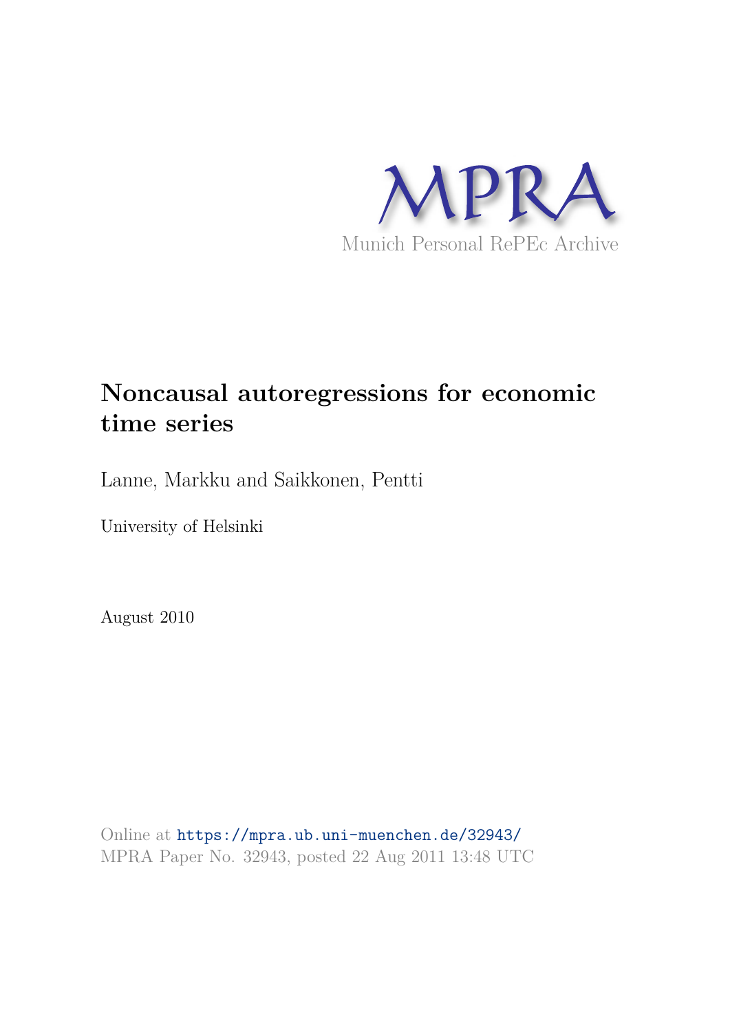MPRA

Munich Personal RePEc Archive

# Noncausal autoregressions for economic time series

Lanne, Markku and Saikkonen, Pentti

University of Helsinki

August 2010

Online at https://mpra.ub.uni-muenchen.de/32943/
MPRA Paper No. 32943, posted 22 Aug 2011 13:48 UTC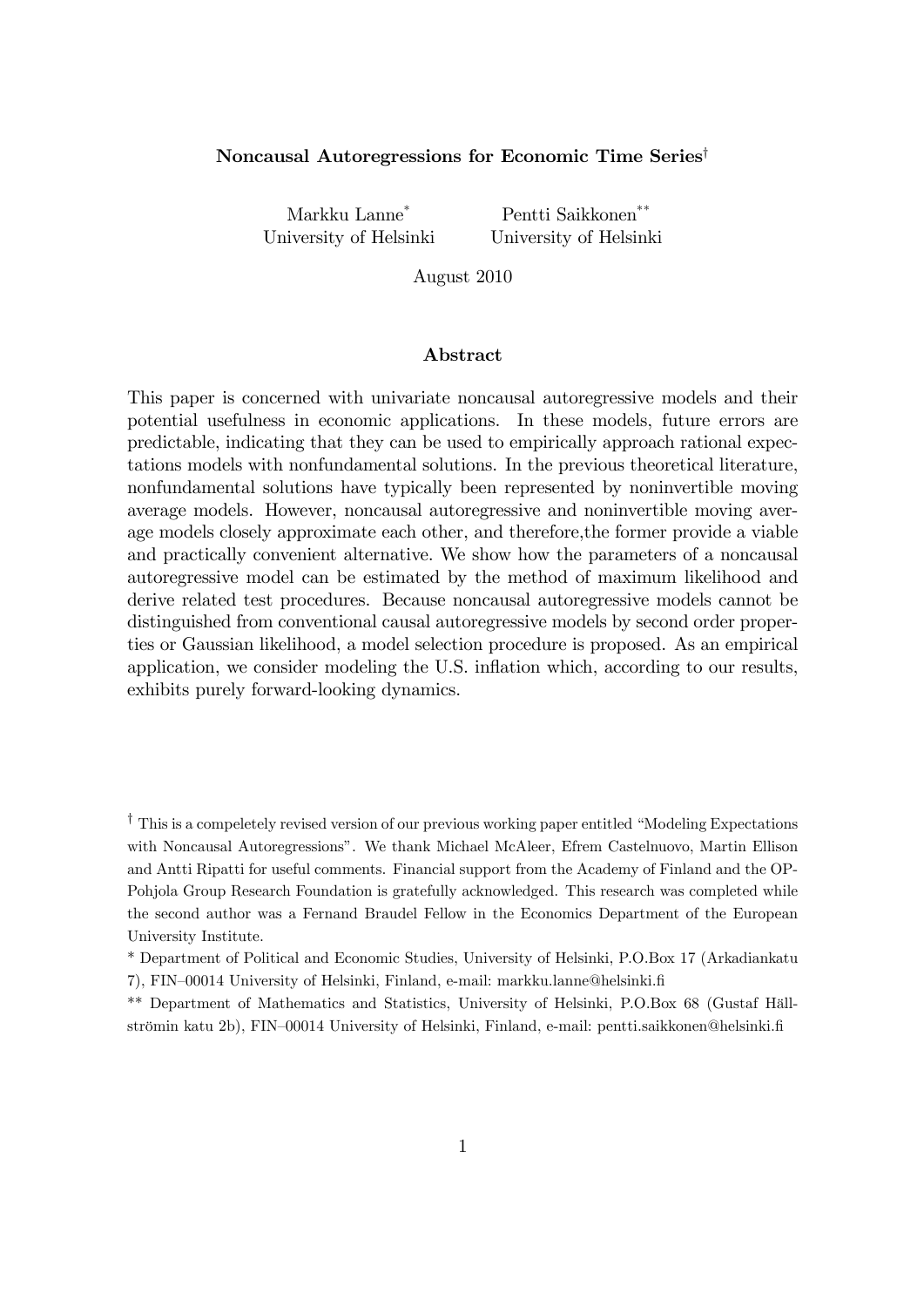**Noncausal Autoregressions for Economic Time Series**†

Markku Lanne* — University of Helsinki

Pentti Saikkonen** — University of Helsinki

August 2010

**Abstract**

This paper is concerned with univariate noncausal autoregressive models and their potential usefulness in economic applications. In these models, future errors are predictable, indicating that they can be used to empirically approach rational expectations models with nonfundamental solutions. In the previous theoretical literature, nonfundamental solutions have typically been represented by noninvertible moving average models. However, noncausal autoregressive and noninvertible moving average models closely approximate each other, and therefore,the former provide a viable and practically convenient alternative. We show how the parameters of a noncausal autoregressive model can be estimated by the method of maximum likelihood and derive related test procedures. Because noncausal autoregressive models cannot be distinguished from conventional causal autoregressive models by second order properties or Gaussian likelihood, a model selection procedure is proposed. As an empirical application, we consider modeling the U.S. inflation which, according to our results, exhibits purely forward-looking dynamics.

† This is a compeletely revised version of our previous working paper entitled "Modeling Expectations with Noncausal Autoregressions". We thank Michael McAleer, Efrem Castelnuovo, Martin Ellison and Antti Ripatti for useful comments. Financial support from the Academy of Finland and the OP-Pohjola Group Research Foundation is gratefully acknowledged. This research was completed while the second author was a Fernand Braudel Fellow in the Economics Department of the European University Institute.

\* Department of Political and Economic Studies, University of Helsinki, P.O.Box 17 (Arkadiankatu 7), FIN–00014 University of Helsinki, Finland, e-mail: markku.lanne@helsinki.fi

\*\* Department of Mathematics and Statistics, University of Helsinki, P.O.Box 68 (Gustaf Hällströmin katu 2b), FIN–00014 University of Helsinki, Finland, e-mail: pentti.saikkonen@helsinki.fi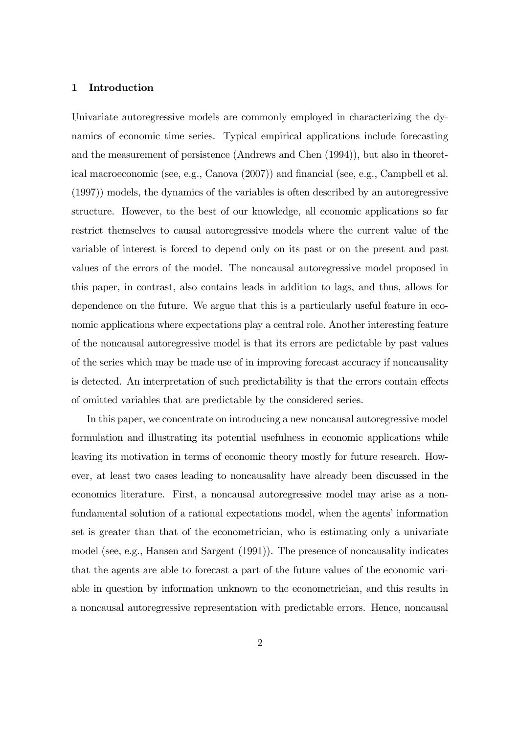## 1 Introduction

Univariate autoregressive models are commonly employed in characterizing the dynamics of economic time series. Typical empirical applications include forecasting and the measurement of persistence (Andrews and Chen (1994)), but also in theoretical macroeconomic (see, e.g., Canova (2007)) and financial (see, e.g., Campbell et al. (1997)) models, the dynamics of the variables is often described by an autoregressive structure. However, to the best of our knowledge, all economic applications so far restrict themselves to causal autoregressive models where the current value of the variable of interest is forced to depend only on its past or on the present and past values of the errors of the model. The noncausal autoregressive model proposed in this paper, in contrast, also contains leads in addition to lags, and thus, allows for dependence on the future. We argue that this is a particularly useful feature in economic applications where expectations play a central role. Another interesting feature of the noncausal autoregressive model is that its errors are pedictable by past values of the series which may be made use of in improving forecast accuracy if noncausality is detected. An interpretation of such predictability is that the errors contain effects of omitted variables that are predictable by the considered series.

In this paper, we concentrate on introducing a new noncausal autoregressive model formulation and illustrating its potential usefulness in economic applications while leaving its motivation in terms of economic theory mostly for future research. However, at least two cases leading to noncausality have already been discussed in the economics literature. First, a noncausal autoregressive model may arise as a nonfundamental solution of a rational expectations model, when the agents' information set is greater than that of the econometrician, who is estimating only a univariate model (see, e.g., Hansen and Sargent (1991)). The presence of noncausality indicates that the agents are able to forecast a part of the future values of the economic variable in question by information unknown to the econometrician, and this results in a noncausal autoregressive representation with predictable errors. Hence, noncausal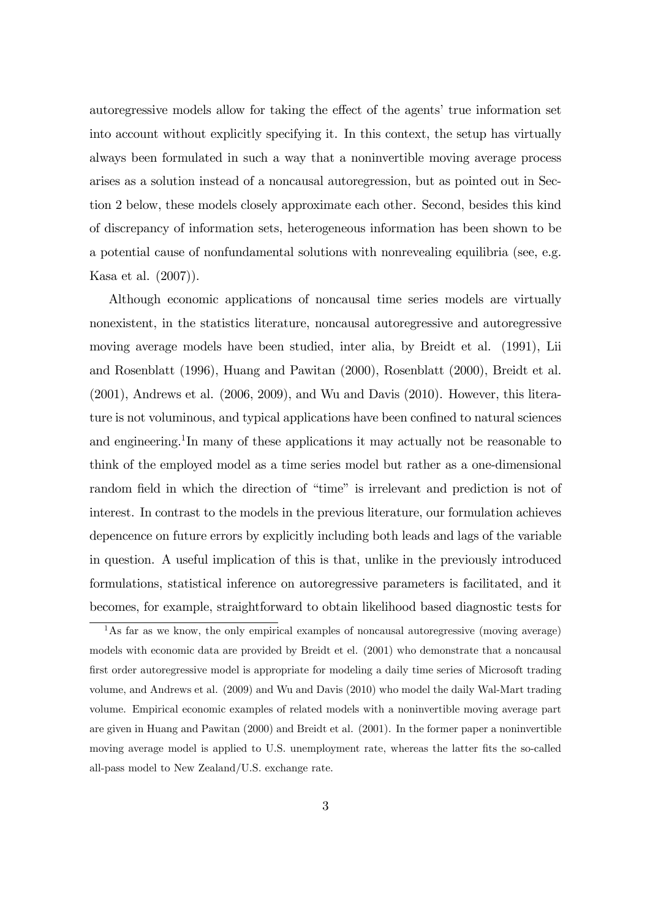autoregressive models allow for taking the effect of the agents' true information set into account without explicitly specifying it. In this context, the setup has virtually always been formulated in such a way that a noninvertible moving average process arises as a solution instead of a noncausal autoregression, but as pointed out in Section 2 below, these models closely approximate each other. Second, besides this kind of discrepancy of information sets, heterogeneous information has been shown to be a potential cause of nonfundamental solutions with nonrevealing equilibria (see, e.g. Kasa et al. (2007)).

Although economic applications of noncausal time series models are virtually nonexistent, in the statistics literature, noncausal autoregressive and autoregressive moving average models have been studied, inter alia, by Breidt et al. (1991), Lii and Rosenblatt (1996), Huang and Pawitan (2000), Rosenblatt (2000), Breidt et al. (2001), Andrews et al. (2006, 2009), and Wu and Davis (2010). However, this literature is not voluminous, and typical applications have been confined to natural sciences and engineering.[1] In many of these applications it may actually not be reasonable to think of the employed model as a time series model but rather as a one-dimensional random field in which the direction of "time" is irrelevant and prediction is not of interest. In contrast to the models in the previous literature, our formulation achieves depencence on future errors by explicitly including both leads and lags of the variable in question. A useful implication of this is that, unlike in the previously introduced formulations, statistical inference on autoregressive parameters is facilitated, and it becomes, for example, straightforward to obtain likelihood based diagnostic tests for

[1] As far as we know, the only empirical examples of noncausal autoregressive (moving average) models with economic data are provided by Breidt et el. (2001) who demonstrate that a noncausal first order autoregressive model is appropriate for modeling a daily time series of Microsoft trading volume, and Andrews et al. (2009) and Wu and Davis (2010) who model the daily Wal-Mart trading volume. Empirical economic examples of related models with a noninvertible moving average part are given in Huang and Pawitan (2000) and Breidt et al. (2001). In the former paper a noninvertible moving average model is applied to U.S. unemployment rate, whereas the latter fits the so-called all-pass model to New Zealand/U.S. exchange rate.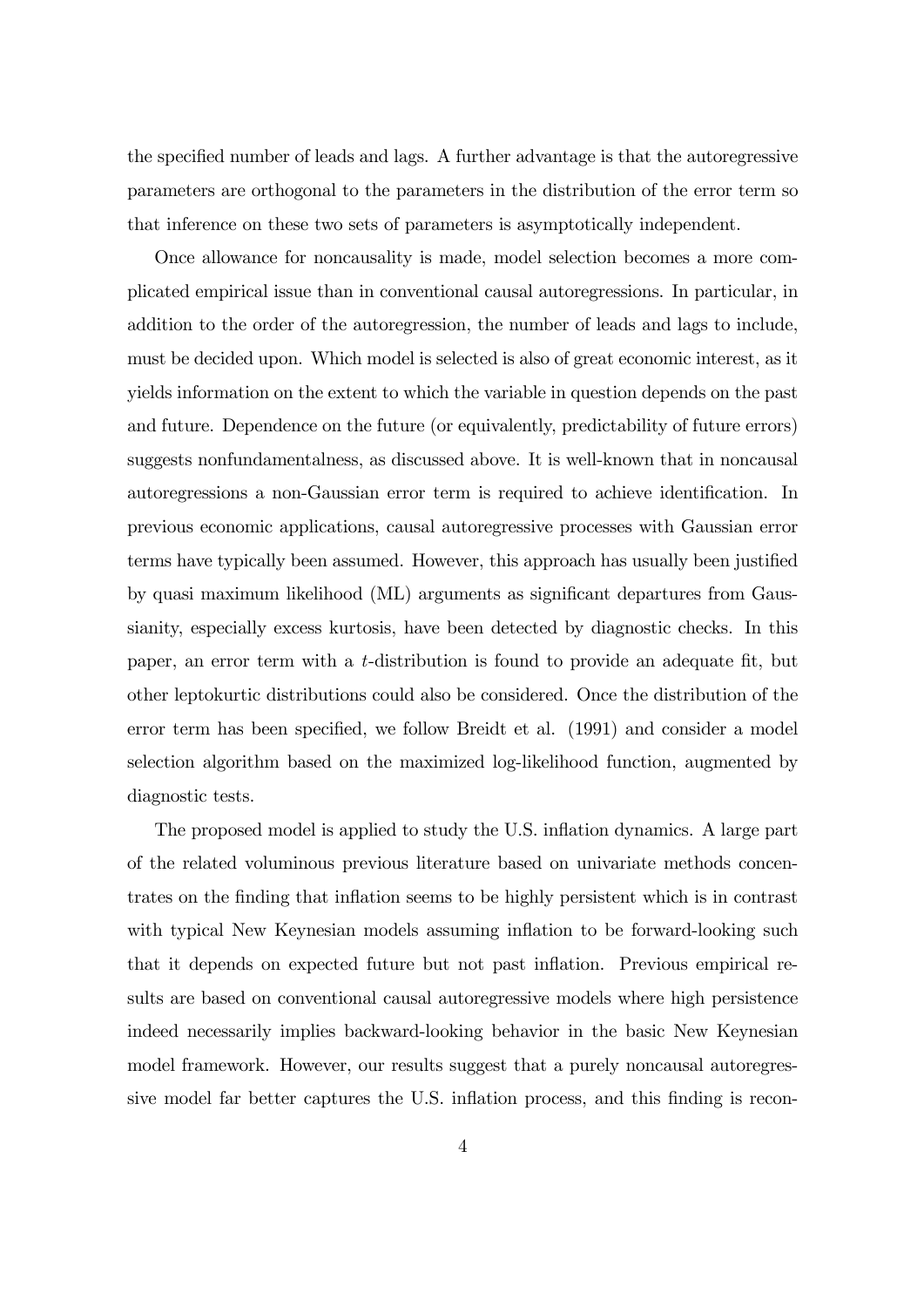the specified number of leads and lags. A further advantage is that the autoregressive parameters are orthogonal to the parameters in the distribution of the error term so that inference on these two sets of parameters is asymptotically independent.

Once allowance for noncausality is made, model selection becomes a more complicated empirical issue than in conventional causal autoregressions. In particular, in addition to the order of the autoregression, the number of leads and lags to include, must be decided upon. Which model is selected is also of great economic interest, as it yields information on the extent to which the variable in question depends on the past and future. Dependence on the future (or equivalently, predictability of future errors) suggests nonfundamentalness, as discussed above. It is well-known that in noncausal autoregressions a non-Gaussian error term is required to achieve identification. In previous economic applications, causal autoregressive processes with Gaussian error terms have typically been assumed. However, this approach has usually been justified by quasi maximum likelihood (ML) arguments as significant departures from Gaussianity, especially excess kurtosis, have been detected by diagnostic checks. In this paper, an error term with a $t$-distribution is found to provide an adequate fit, but other leptokurtic distributions could also be considered. Once the distribution of the error term has been specified, we follow Breidt et al. (1991) and consider a model selection algorithm based on the maximized log-likelihood function, augmented by diagnostic tests.

The proposed model is applied to study the U.S. inflation dynamics. A large part of the related voluminous previous literature based on univariate methods concentrates on the finding that inflation seems to be highly persistent which is in contrast with typical New Keynesian models assuming inflation to be forward-looking such that it depends on expected future but not past inflation. Previous empirical results are based on conventional causal autoregressive models where high persistence indeed necessarily implies backward-looking behavior in the basic New Keynesian model framework. However, our results suggest that a purely noncausal autoregressive model far better captures the U.S. inflation process, and this finding is recon-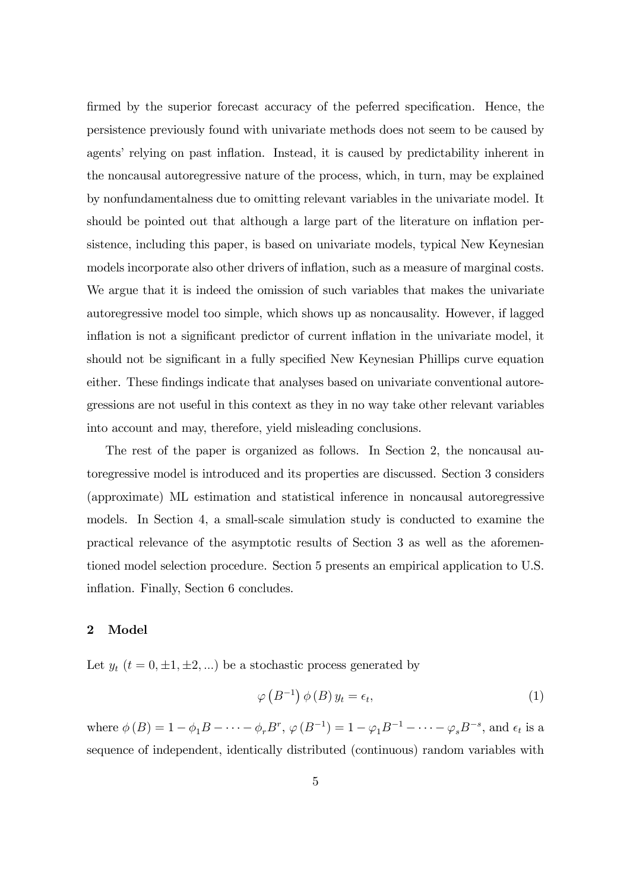firmed by the superior forecast accuracy of the peferred specification. Hence, the persistence previously found with univariate methods does not seem to be caused by agents' relying on past inflation. Instead, it is caused by predictability inherent in the noncausal autoregressive nature of the process, which, in turn, may be explained by nonfundamentalness due to omitting relevant variables in the univariate model. It should be pointed out that although a large part of the literature on inflation persistence, including this paper, is based on univariate models, typical New Keynesian models incorporate also other drivers of inflation, such as a measure of marginal costs. We argue that it is indeed the omission of such variables that makes the univariate autoregressive model too simple, which shows up as noncausality. However, if lagged inflation is not a significant predictor of current inflation in the univariate model, it should not be significant in a fully specified New Keynesian Phillips curve equation either. These findings indicate that analyses based on univariate conventional autoregressions are not useful in this context as they in no way take other relevant variables into account and may, therefore, yield misleading conclusions.

The rest of the paper is organized as follows. In Section 2, the noncausal autoregressive model is introduced and its properties are discussed. Section 3 considers (approximate) ML estimation and statistical inference in noncausal autoregressive models. In Section 4, a small-scale simulation study is conducted to examine the practical relevance of the asymptotic results of Section 3 as well as the aforementioned model selection procedure. Section 5 presents an empirical application to U.S. inflation. Finally, Section 6 concludes.

## 2 Model

Let $y_t$ $(t = 0, \pm 1, \pm 2, ...)$ be a stochastic process generated by

$$\varphi\left(B^{-1}\right)\phi\left(B\right)y_t = \epsilon_t, \tag{1}$$

where $\phi(B) = 1 - \phi_1 B - \cdots - \phi_r B^r$, $\varphi(B^{-1}) = 1 - \varphi_1 B^{-1} - \cdots - \varphi_s B^{-s}$, and $\epsilon_t$ is a sequence of independent, identically distributed (continuous) random variables with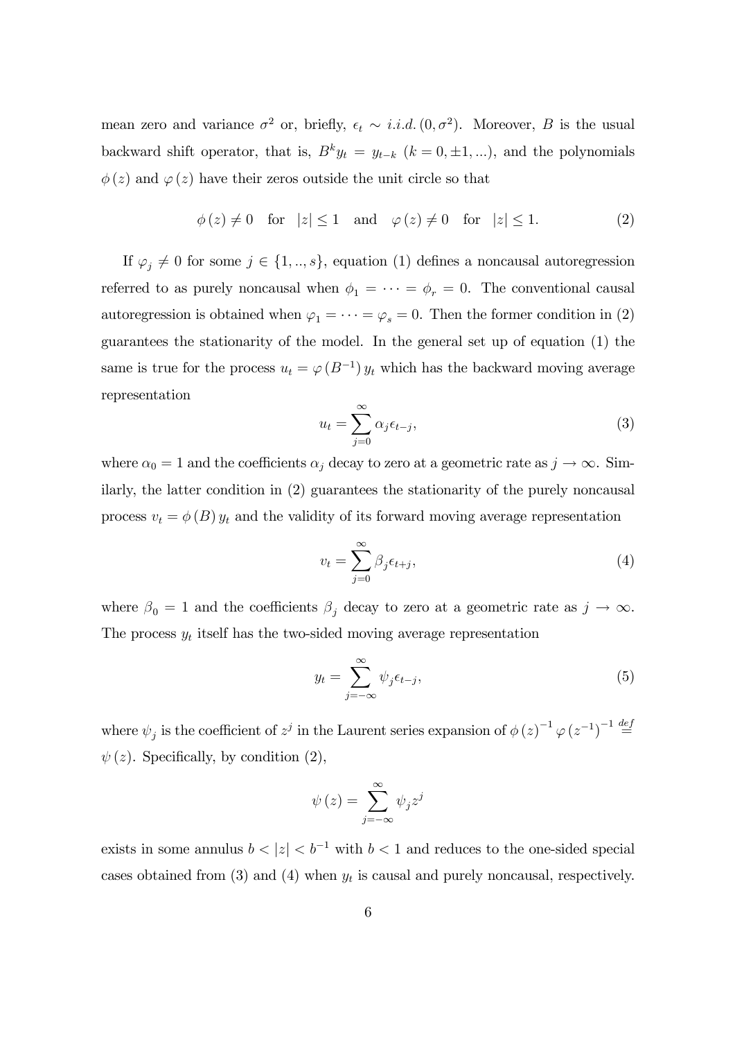mean zero and variance $\sigma^2$ or, briefly, $\epsilon_t \sim i.i.d. (0, \sigma^2)$. Moreover, $B$ is the usual backward shift operator, that is, $B^k y_t = y_{t-k}$ $(k = 0, \pm 1, ...)$, and the polynomials $\phi(z)$ and $\varphi(z)$ have their zeros outside the unit circle so that

$$\phi(z) \neq 0 \quad \text{for} \quad |z| \leq 1 \quad \text{and} \quad \varphi(z) \neq 0 \quad \text{for} \quad |z| \leq 1. \tag{2}$$

If $\varphi_j \neq 0$ for some $j \in \{1, .., s\}$, equation (1) defines a noncausal autoregression referred to as purely noncausal when $\phi_1 = \cdots = \phi_r = 0$. The conventional causal autoregression is obtained when $\varphi_1 = \cdots = \varphi_s = 0$. Then the former condition in (2) guarantees the stationarity of the model. In the general set up of equation (1) the same is true for the process $u_t = \varphi(B^{-1}) y_t$ which has the backward moving average representation

$$u_t = \sum_{j=0}^{\infty} \alpha_j \epsilon_{t-j}, \tag{3}$$

where $\alpha_0 = 1$ and the coefficients $\alpha_j$ decay to zero at a geometric rate as $j \to \infty$. Similarly, the latter condition in (2) guarantees the stationarity of the purely noncausal process $v_t = \phi(B) y_t$ and the validity of its forward moving average representation

$$v_t = \sum_{j=0}^{\infty} \beta_j \epsilon_{t+j}, \tag{4}$$

where $\beta_0 = 1$ and the coefficients $\beta_j$ decay to zero at a geometric rate as $j \to \infty$. The process $y_t$ itself has the two-sided moving average representation

$$y_t = \sum_{j=-\infty}^{\infty} \psi_j \epsilon_{t-j}, \tag{5}$$

where $\psi_j$ is the coefficient of $z^j$ in the Laurent series expansion of $\phi(z)^{-1} \varphi(z^{-1})^{-1} \stackrel{def}{=} \psi(z)$. Specifically, by condition (2),

$$\psi(z) = \sum_{j=-\infty}^{\infty} \psi_j z^j$$

exists in some annulus $b < |z| < b^{-1}$ with $b < 1$ and reduces to the one-sided special cases obtained from (3) and (4) when $y_t$ is causal and purely noncausal, respectively.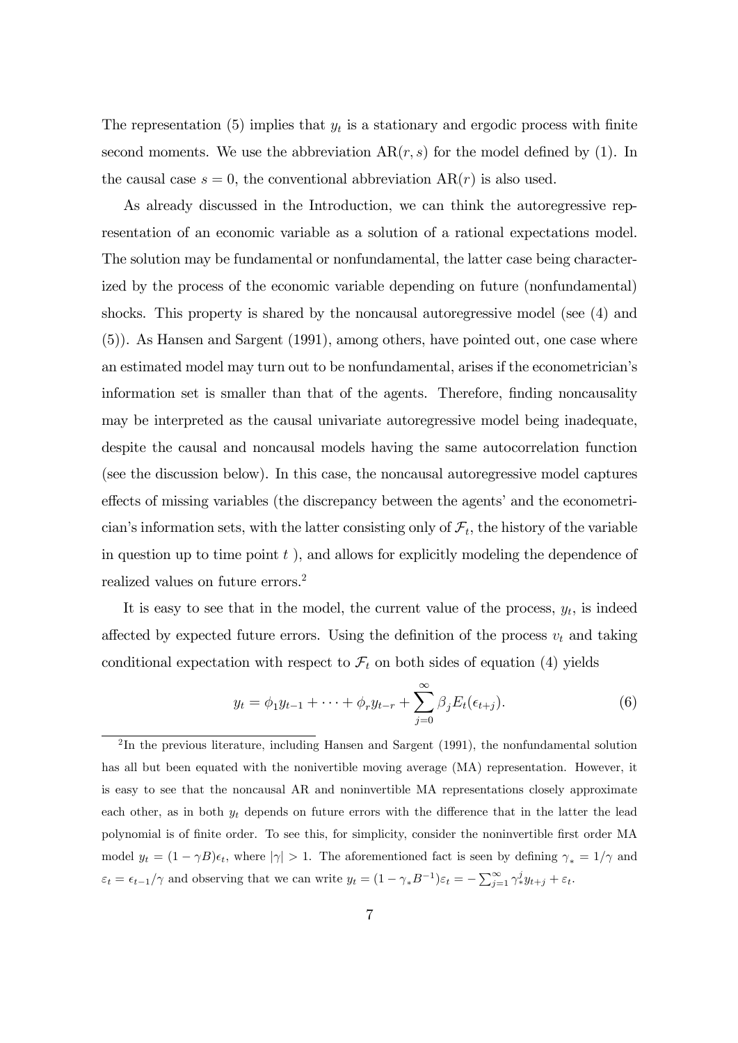The representation (5) implies that $y_t$ is a stationary and ergodic process with finite second moments. We use the abbreviation AR$(r, s)$ for the model defined by (1). In the causal case $s = 0$, the conventional abbreviation AR$(r)$ is also used.

As already discussed in the Introduction, we can think the autoregressive representation of an economic variable as a solution of a rational expectations model. The solution may be fundamental or nonfundamental, the latter case being characterized by the process of the economic variable depending on future (nonfundamental) shocks. This property is shared by the noncausal autoregressive model (see (4) and (5)). As Hansen and Sargent (1991), among others, have pointed out, one case where an estimated model may turn out to be nonfundamental, arises if the econometrician's information set is smaller than that of the agents. Therefore, finding noncausality may be interpreted as the causal univariate autoregressive model being inadequate, despite the causal and noncausal models having the same autocorrelation function (see the discussion below). In this case, the noncausal autoregressive model captures effects of missing variables (the discrepancy between the agents' and the econometrician's information sets, with the latter consisting only of $\mathcal{F}_t$, the history of the variable in question up to time point $t$ ), and allows for explicitly modeling the dependence of realized values on future errors.[2]

It is easy to see that in the model, the current value of the process, $y_t$, is indeed affected by expected future errors. Using the definition of the process $v_t$ and taking conditional expectation with respect to $\mathcal{F}_t$ on both sides of equation (4) yields

$$y_t = \phi_1 y_{t-1} + \cdots + \phi_r y_{t-r} + \sum_{j=0}^{\infty} \beta_j E_t(\epsilon_{t+j}). \tag{6}$$

[2] In the previous literature, including Hansen and Sargent (1991), the nonfundamental solution has all but been equated with the noninvertible moving average (MA) representation. However, it is easy to see that the noncausal AR and noninvertible MA representations closely approximate each other, as in both $y_t$ depends on future errors with the difference that in the latter the lead polynomial is of finite order. To see this, for simplicity, consider the noninvertible first order MA model $y_t = (1 - \gamma B)\epsilon_t$, where $|\gamma| > 1$. The aforementioned fact is seen by defining $\gamma_* = 1/\gamma$ and $\varepsilon_t = \epsilon_{t-1}/\gamma$ and observing that we can write $y_t = (1 - \gamma_* B^{-1})\varepsilon_t = -\sum_{j=1}^{\infty} \gamma_*^j y_{t+j} + \varepsilon_t$.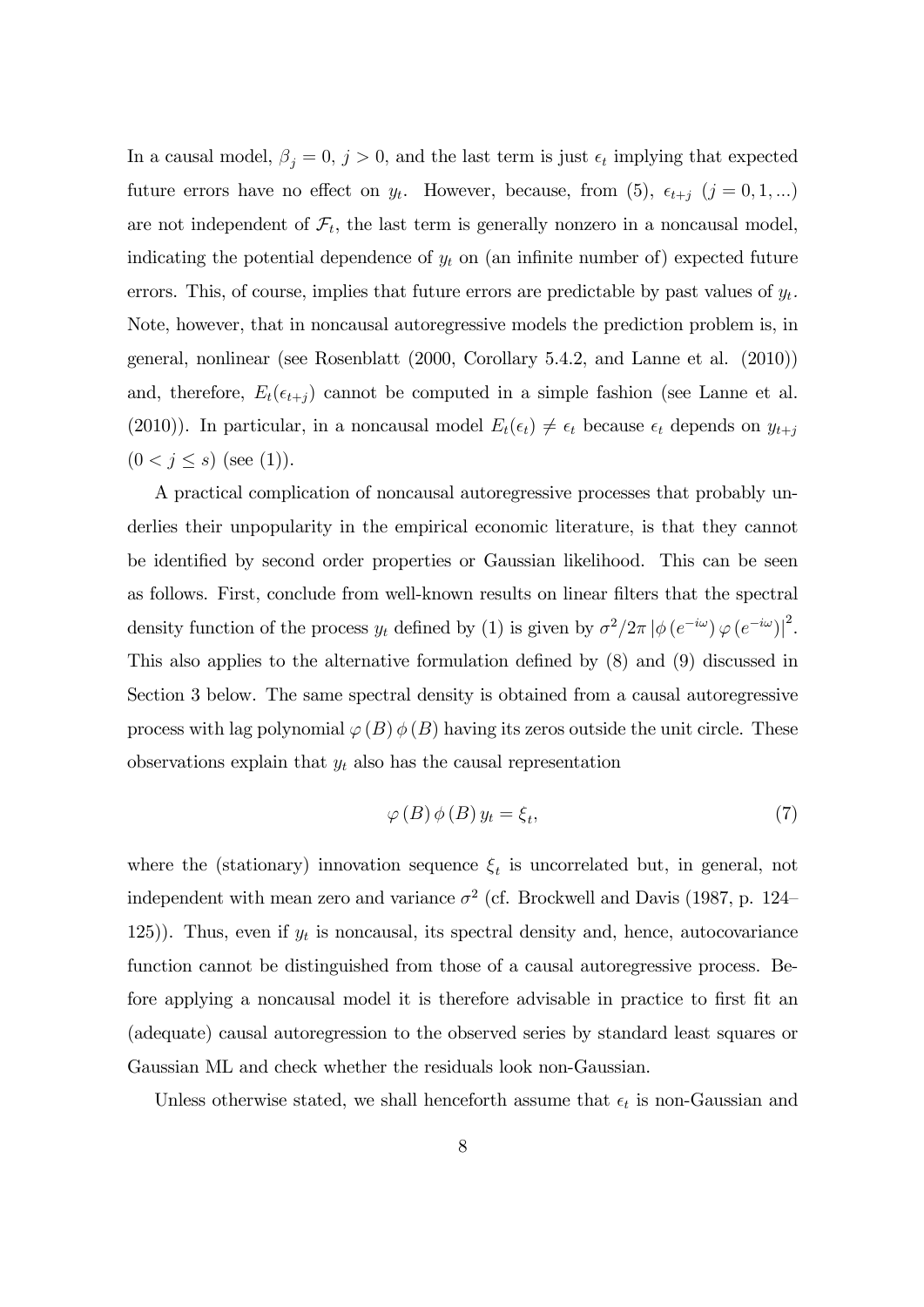In a causal model, $\beta_j = 0$, $j > 0$, and the last term is just $\epsilon_t$ implying that expected future errors have no effect on $y_t$. However, because, from (5), $\epsilon_{t+j}$ $(j = 0, 1, ...)$ are not independent of $\mathcal{F}_t$, the last term is generally nonzero in a noncausal model, indicating the potential dependence of $y_t$ on (an infinite number of) expected future errors. This, of course, implies that future errors are predictable by past values of $y_t$. Note, however, that in noncausal autoregressive models the prediction problem is, in general, nonlinear (see Rosenblatt (2000, Corollary 5.4.2, and Lanne et al. (2010)) and, therefore, $E_t(\epsilon_{t+j})$ cannot be computed in a simple fashion (see Lanne et al. (2010)). In particular, in a noncausal model $E_t(\epsilon_t) \neq \epsilon_t$ because $\epsilon_t$ depends on $y_{t+j}$ $(0 < j \leq s)$ (see (1)).

A practical complication of noncausal autoregressive processes that probably underlies their unpopularity in the empirical economic literature, is that they cannot be identified by second order properties or Gaussian likelihood. This can be seen as follows. First, conclude from well-known results on linear filters that the spectral density function of the process $y_t$ defined by (1) is given by $\sigma^2/2\pi \left|\phi\left(e^{-i\omega}\right)\varphi\left(e^{-i\omega}\right)\right|^2$. This also applies to the alternative formulation defined by (8) and (9) discussed in Section 3 below. The same spectral density is obtained from a causal autoregressive process with lag polynomial $\varphi(B)\,\phi(B)$ having its zeros outside the unit circle. These observations explain that $y_t$ also has the causal representation

$$\varphi(B)\,\phi(B)\,y_t = \xi_t, \tag{7}$$

where the (stationary) innovation sequence $\xi_t$ is uncorrelated but, in general, not independent with mean zero and variance $\sigma^2$ (cf. Brockwell and Davis (1987, p. 124–125)). Thus, even if $y_t$ is noncausal, its spectral density and, hence, autocovariance function cannot be distinguished from those of a causal autoregressive process. Before applying a noncausal model it is therefore advisable in practice to first fit an (adequate) causal autoregression to the observed series by standard least squares or Gaussian ML and check whether the residuals look non-Gaussian.

Unless otherwise stated, we shall henceforth assume that $\epsilon_t$ is non-Gaussian and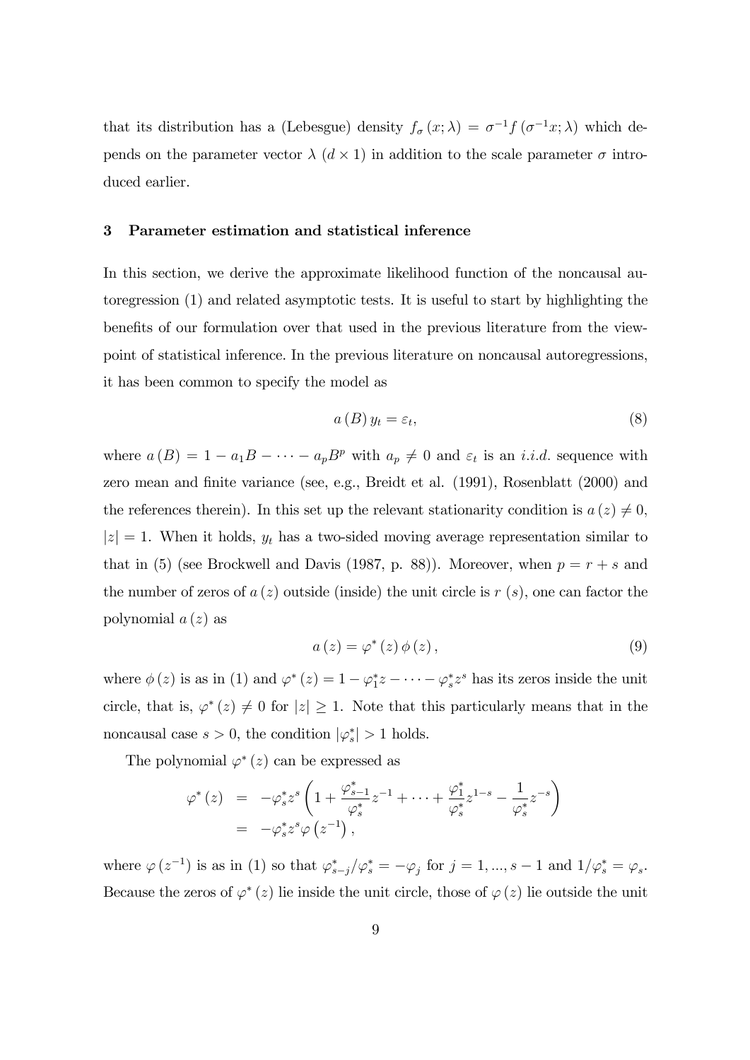that its distribution has a (Lebesgue) density $f_\sigma(x;\lambda) = \sigma^{-1} f(\sigma^{-1}x;\lambda)$ which depends on the parameter vector $\lambda$ $(d \times 1)$ in addition to the scale parameter $\sigma$ introduced earlier.

## 3 Parameter estimation and statistical inference

In this section, we derive the approximate likelihood function of the noncausal autoregression (1) and related asymptotic tests. It is useful to start by highlighting the benefits of our formulation over that used in the previous literature from the viewpoint of statistical inference. In the previous literature on noncausal autoregressions, it has been common to specify the model as

$$a(B)\, y_t = \varepsilon_t, \tag{8}$$

where $a(B) = 1 - a_1 B - \cdots - a_p B^p$ with $a_p \neq 0$ and $\varepsilon_t$ is an *i.i.d.* sequence with zero mean and finite variance (see, e.g., Breidt et al. (1991), Rosenblatt (2000) and the references therein). In this set up the relevant stationarity condition is $a(z) \neq 0$, $|z| = 1$. When it holds, $y_t$ has a two-sided moving average representation similar to that in (5) (see Brockwell and Davis (1987, p. 88)). Moreover, when $p = r + s$ and the number of zeros of $a(z)$ outside (inside) the unit circle is $r$ $(s)$, one can factor the polynomial $a(z)$ as

$$a(z) = \varphi^*(z)\,\phi(z), \tag{9}$$

where $\phi(z)$ is as in (1) and $\varphi^*(z) = 1 - \varphi_1^* z - \cdots - \varphi_s^* z^s$ has its zeros inside the unit circle, that is, $\varphi^*(z) \neq 0$ for $|z| \geq 1$. Note that this particularly means that in the noncausal case $s > 0$, the condition $|\varphi_s^*| > 1$ holds.

The polynomial $\varphi^*(z)$ can be expressed as

$$\begin{aligned}
\varphi^*(z) &= -\varphi_s^* z^s \left(1 + \frac{\varphi_{s-1}^*}{\varphi_s^*} z^{-1} + \cdots + \frac{\varphi_1^*}{\varphi_s^*} z^{1-s} - \frac{1}{\varphi_s^*} z^{-s}\right) \\
&= -\varphi_s^* z^s \varphi\left(z^{-1}\right),
\end{aligned}$$

where $\varphi(z^{-1})$ is as in (1) so that $\varphi_{s-j}^*/\varphi_s^* = -\varphi_j$ for $j = 1, ..., s-1$ and $1/\varphi_s^* = \varphi_s$. Because the zeros of $\varphi^*(z)$ lie inside the unit circle, those of $\varphi(z)$ lie outside the unit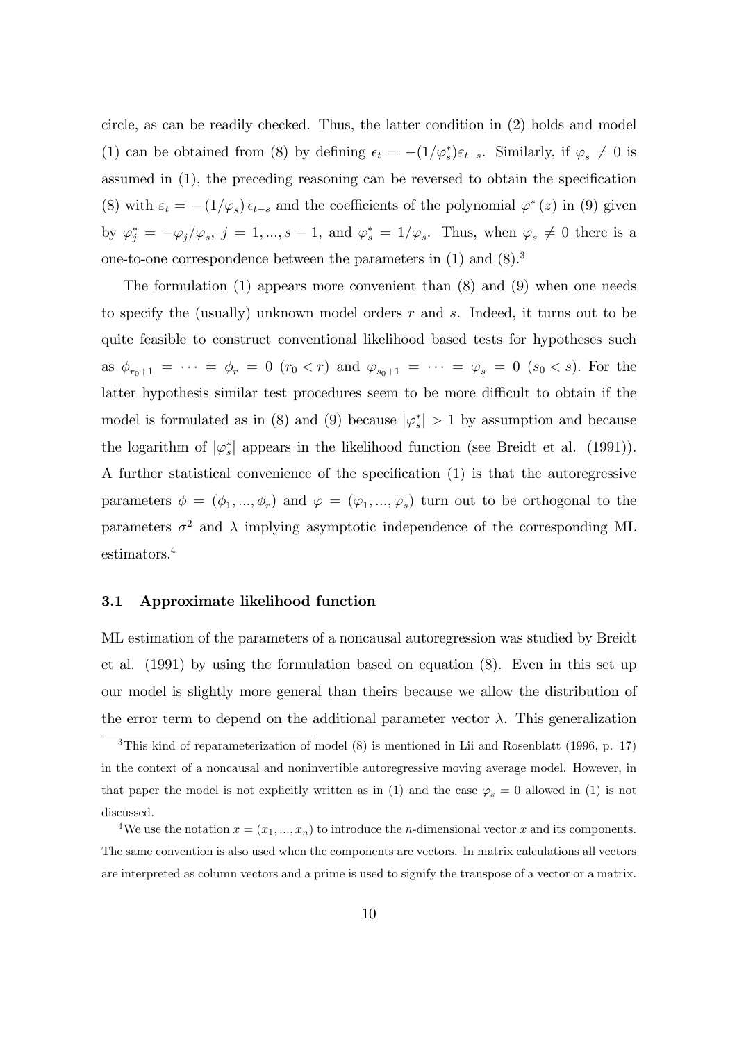circle, as can be readily checked. Thus, the latter condition in (2) holds and model (1) can be obtained from (8) by defining $\epsilon_t = -(1/\varphi_s^*)\varepsilon_{t+s}$. Similarly, if $\varphi_s \neq 0$ is assumed in (1), the preceding reasoning can be reversed to obtain the specification (8) with $\varepsilon_t = -(1/\varphi_s)\,\epsilon_{t-s}$ and the coefficients of the polynomial $\varphi^*(z)$ in (9) given by $\varphi_j^* = -\varphi_j/\varphi_s$, $j = 1, ..., s-1$, and $\varphi_s^* = 1/\varphi_s$. Thus, when $\varphi_s \neq 0$ there is a one-to-one correspondence between the parameters in (1) and (8).[3]

The formulation (1) appears more convenient than (8) and (9) when one needs to specify the (usually) unknown model orders $r$ and $s$. Indeed, it turns out to be quite feasible to construct conventional likelihood based tests for hypotheses such as $\phi_{r_0+1} = \cdots = \phi_r = 0$ ($r_0 < r$) and $\varphi_{s_0+1} = \cdots = \varphi_s = 0$ ($s_0 < s$). For the latter hypothesis similar test procedures seem to be more difficult to obtain if the model is formulated as in (8) and (9) because $|\varphi_s^*| > 1$ by assumption and because the logarithm of $|\varphi_s^*|$ appears in the likelihood function (see Breidt et al. (1991)). A further statistical convenience of the specification (1) is that the autoregressive parameters $\phi = (\phi_1, ..., \phi_r)$ and $\varphi = (\varphi_1, ..., \varphi_s)$ turn out to be orthogonal to the parameters $\sigma^2$ and $\lambda$ implying asymptotic independence of the corresponding ML estimators.[4]

### 3.1 Approximate likelihood function

ML estimation of the parameters of a noncausal autoregression was studied by Breidt et al. (1991) by using the formulation based on equation (8). Even in this set up our model is slightly more general than theirs because we allow the distribution of the error term to depend on the additional parameter vector $\lambda$. This generalization

---

[3] This kind of reparameterization of model (8) is mentioned in Lii and Rosenblatt (1996, p. 17) in the context of a noncausal and noninvertible autoregressive moving average model. However, in that paper the model is not explicitly written as in (1) and the case $\varphi_s = 0$ allowed in (1) is not discussed.

[4] We use the notation $x = (x_1, ..., x_n)$ to introduce the $n$-dimensional vector $x$ and its components. The same convention is also used when the components are vectors. In matrix calculations all vectors are interpreted as column vectors and a prime is used to signify the transpose of a vector or a matrix.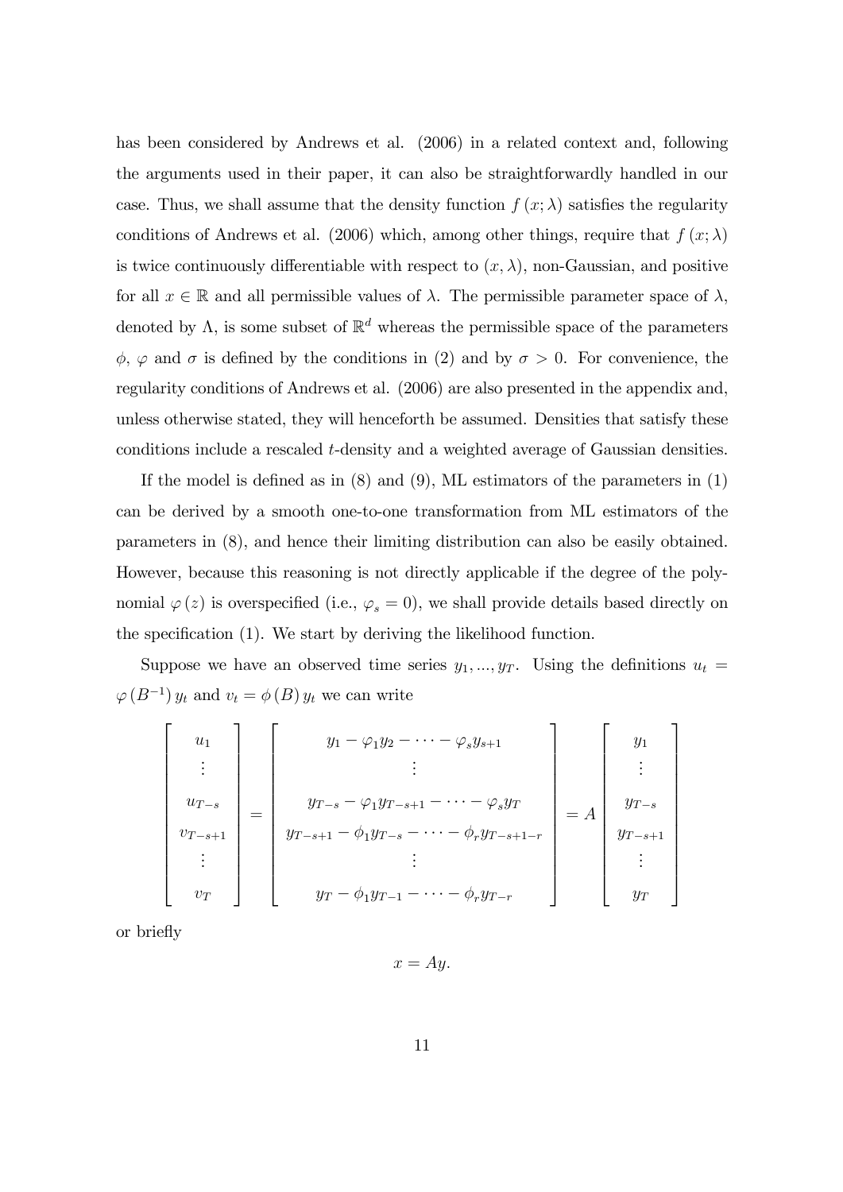has been considered by Andrews et al. (2006) in a related context and, following the arguments used in their paper, it can also be straightforwardly handled in our case. Thus, we shall assume that the density function $f(x;\lambda)$ satisfies the regularity conditions of Andrews et al. (2006) which, among other things, require that $f(x;\lambda)$ is twice continuously differentiable with respect to $(x,\lambda)$, non-Gaussian, and positive for all $x \in \mathbb{R}$ and all permissible values of $\lambda$. The permissible parameter space of $\lambda$, denoted by $\Lambda$, is some subset of $\mathbb{R}^d$ whereas the permissible space of the parameters $\phi$, $\varphi$ and $\sigma$ is defined by the conditions in (2) and by $\sigma > 0$. For convenience, the regularity conditions of Andrews et al. (2006) are also presented in the appendix and, unless otherwise stated, they will henceforth be assumed. Densities that satisfy these conditions include a rescaled $t$-density and a weighted average of Gaussian densities.

If the model is defined as in (8) and (9), ML estimators of the parameters in (1) can be derived by a smooth one-to-one transformation from ML estimators of the parameters in (8), and hence their limiting distribution can also be easily obtained. However, because this reasoning is not directly applicable if the degree of the polynomial $\varphi(z)$ is overspecified (i.e., $\varphi_s = 0$), we shall provide details based directly on the specification (1). We start by deriving the likelihood function.

Suppose we have an observed time series $y_1, ..., y_T$. Using the definitions $u_t = \varphi(B^{-1})\, y_t$ and $v_t = \phi(B)\, y_t$ we can write

$$
\begin{bmatrix} u_1 \\ \vdots \\ u_{T-s} \\ v_{T-s+1} \\ \vdots \\ v_T \end{bmatrix}
=
\begin{bmatrix} y_1 - \varphi_1 y_2 - \cdots - \varphi_s y_{s+1} \\ \vdots \\ y_{T-s} - \varphi_1 y_{T-s+1} - \cdots - \varphi_s y_T \\ y_{T-s+1} - \phi_1 y_{T-s} - \cdots - \phi_r y_{T-s+1-r} \\ \vdots \\ y_T - \phi_1 y_{T-1} - \cdots - \phi_r y_{T-r} \end{bmatrix}
= A \begin{bmatrix} y_1 \\ \vdots \\ y_{T-s} \\ y_{T-s+1} \\ \vdots \\ y_T \end{bmatrix}
$$

or briefly

$$x = Ay.$$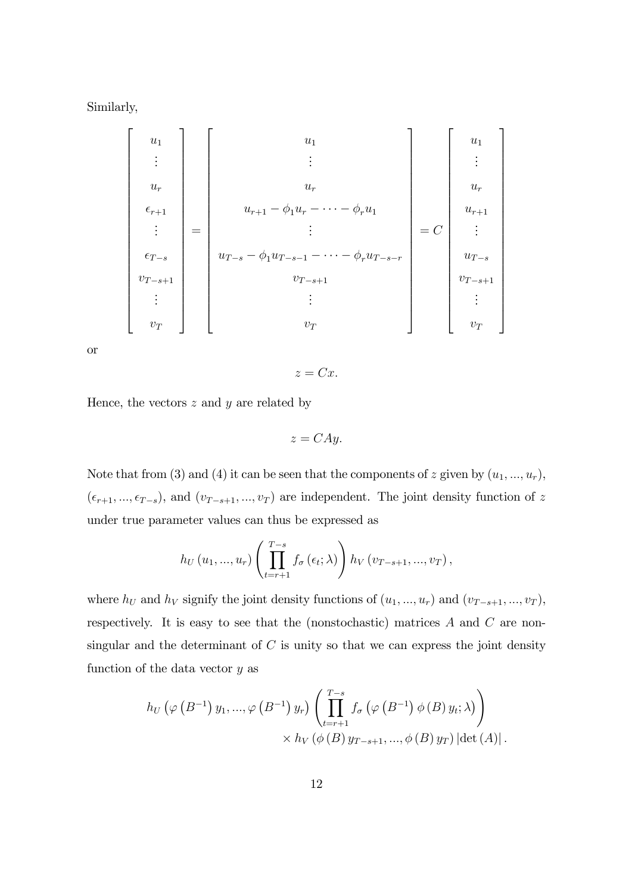Similarly,

$$
\begin{bmatrix} u_1 \\ \vdots \\ u_r \\ \epsilon_{r+1} \\ \vdots \\ \epsilon_{T-s} \\ v_{T-s+1} \\ \vdots \\ v_T \end{bmatrix} = \begin{bmatrix} u_1 \\ \vdots \\ u_r \\ u_{r+1} - \phi_1 u_r - \cdots - \phi_r u_1 \\ \vdots \\ u_{T-s} - \phi_1 u_{T-s-1} - \cdots - \phi_r u_{T-s-r} \\ v_{T-s+1} \\ \vdots \\ v_T \end{bmatrix} = C \begin{bmatrix} u_1 \\ \vdots \\ u_r \\ u_{r+1} \\ \vdots \\ u_{T-s} \\ v_{T-s+1} \\ \vdots \\ v_T \end{bmatrix}
$$

or

$$
z = Cx.
$$

Hence, the vectors $z$ and $y$ are related by

$$
z = CAy.
$$

Note that from (3) and (4) it can be seen that the components of $z$ given by $(u_1, ..., u_r)$, $(\epsilon_{r+1}, ..., \epsilon_{T-s})$, and $(v_{T-s+1}, ..., v_T)$ are independent. The joint density function of $z$ under true parameter values can thus be expressed as

$$
h_U (u_1, ..., u_r) \left( \prod_{t=r+1}^{T-s} f_\sigma (\epsilon_t; \lambda) \right) h_V (v_{T-s+1}, ..., v_T),
$$

where $h_U$ and $h_V$ signify the joint density functions of $(u_1, ..., u_r)$ and $(v_{T-s+1}, ..., v_T)$, respectively. It is easy to see that the (nonstochastic) matrices $A$ and $C$ are nonsingular and the determinant of $C$ is unity so that we can express the joint density function of the data vector $y$ as

$$
h_U \left( \varphi \left( B^{-1} \right) y_1, ..., \varphi \left( B^{-1} \right) y_r \right) \left( \prod_{t=r+1}^{T-s} f_\sigma \left( \varphi \left( B^{-1} \right) \phi (B) y_t; \lambda \right) \right) \\ \times h_V \left( \phi (B) y_{T-s+1}, ..., \phi (B) y_T \right) \left| \det (A) \right|.
$$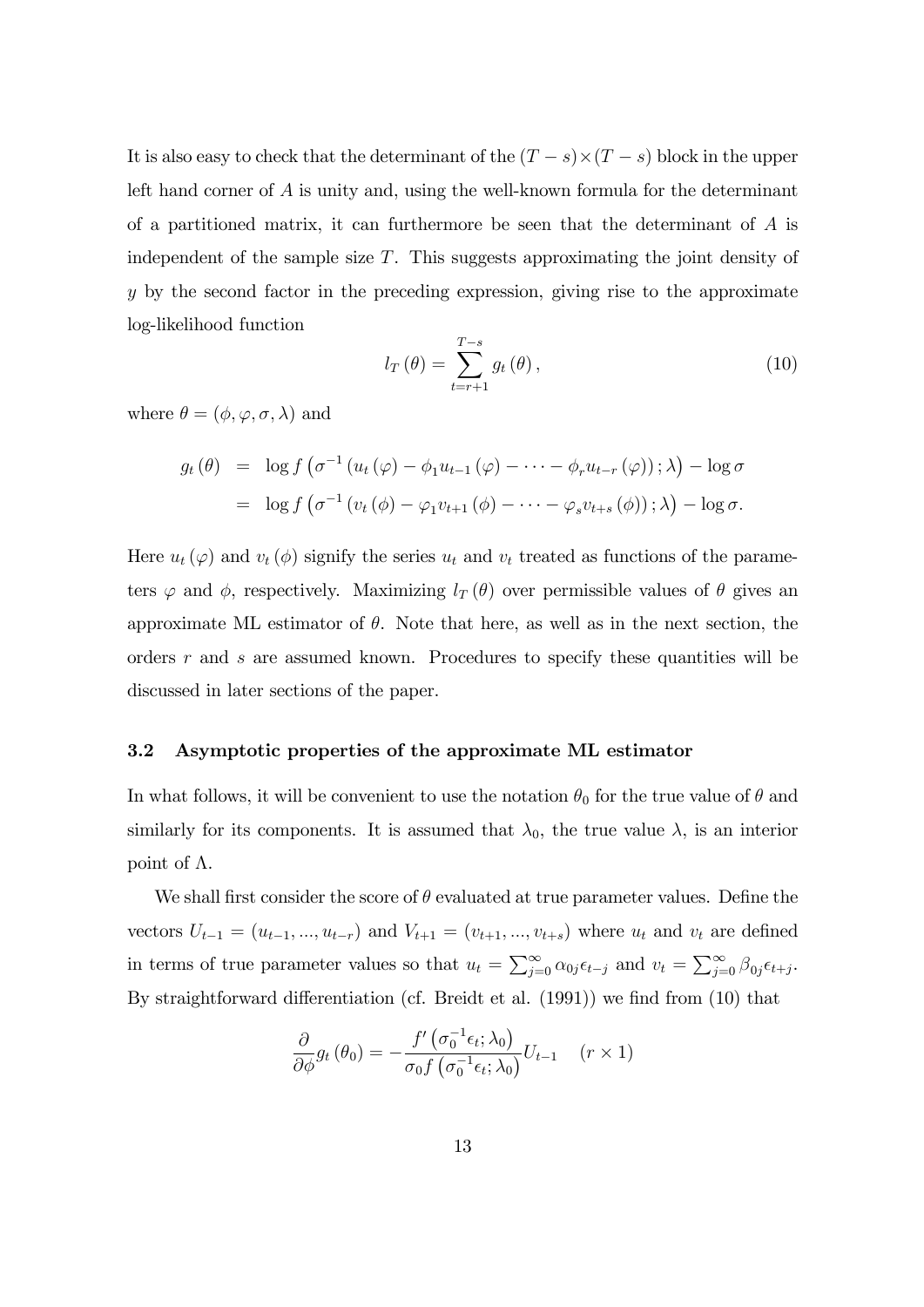It is also easy to check that the determinant of the $(T-s) \times (T-s)$ block in the upper left hand corner of $A$ is unity and, using the well-known formula for the determinant of a partitioned matrix, it can furthermore be seen that the determinant of $A$ is independent of the sample size $T$. This suggests approximating the joint density of $y$ by the second factor in the preceding expression, giving rise to the approximate log-likelihood function

$$l_T(\theta) = \sum_{t=r+1}^{T-s} g_t(\theta), \tag{10}$$

where $\theta = (\phi, \varphi, \sigma, \lambda)$ and

$$\begin{aligned} g_t(\theta) &= \log f\left(\sigma^{-1}\left(u_t(\varphi) - \phi_1 u_{t-1}(\varphi) - \cdots - \phi_r u_{t-r}(\varphi)\right); \lambda\right) - \log \sigma \\ &= \log f\left(\sigma^{-1}\left(v_t(\phi) - \varphi_1 v_{t+1}(\phi) - \cdots - \varphi_s v_{t+s}(\phi)\right); \lambda\right) - \log \sigma. \end{aligned}$$

Here $u_t(\varphi)$ and $v_t(\phi)$ signify the series $u_t$ and $v_t$ treated as functions of the parameters $\varphi$ and $\phi$, respectively. Maximizing $l_T(\theta)$ over permissible values of $\theta$ gives an approximate ML estimator of $\theta$. Note that here, as well as in the next section, the orders $r$ and $s$ are assumed known. Procedures to specify these quantities will be discussed in later sections of the paper.

### 3.2 Asymptotic properties of the approximate ML estimator

In what follows, it will be convenient to use the notation $\theta_0$ for the true value of $\theta$ and similarly for its components. It is assumed that $\lambda_0$, the true value $\lambda$, is an interior point of $\Lambda$.

We shall first consider the score of $\theta$ evaluated at true parameter values. Define the vectors $U_{t-1} = (u_{t-1}, ..., u_{t-r})$ and $V_{t+1} = (v_{t+1}, ..., v_{t+s})$ where $u_t$ and $v_t$ are defined in terms of true parameter values so that $u_t = \sum_{j=0}^{\infty} \alpha_{0j} \epsilon_{t-j}$ and $v_t = \sum_{j=0}^{\infty} \beta_{0j} \epsilon_{t+j}$. By straightforward differentiation (cf. Breidt et al. (1991)) we find from (10) that

$$\frac{\partial}{\partial \phi} g_t(\theta_0) = -\frac{f'\left(\sigma_0^{-1}\epsilon_t; \lambda_0\right)}{\sigma_0 f\left(\sigma_0^{-1}\epsilon_t; \lambda_0\right)} U_{t-1} \quad (r \times 1)$$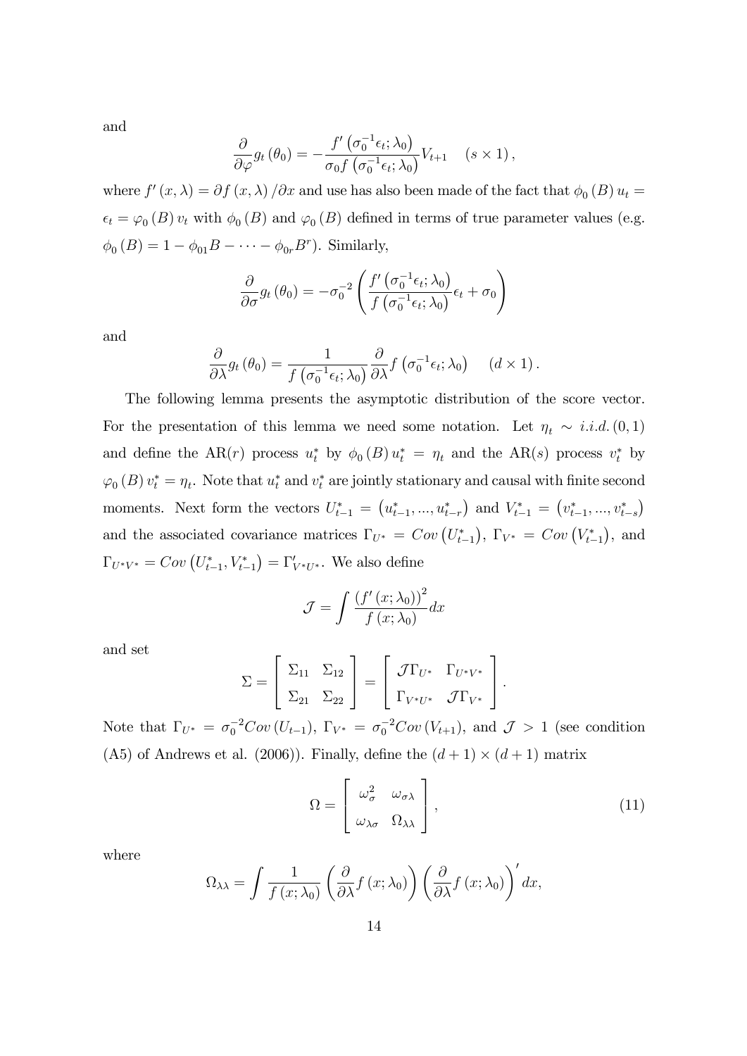and

$$\frac{\partial}{\partial \varphi} g_t(\theta_0) = -\frac{f'\left(\sigma_0^{-1}\epsilon_t;\lambda_0\right)}{\sigma_0 f\left(\sigma_0^{-1}\epsilon_t;\lambda_0\right)} V_{t+1} \quad (s \times 1),$$

where $f'(x,\lambda) = \partial f(x,\lambda)/\partial x$ and use has also been made of the fact that $\phi_0(B) u_t = \epsilon_t = \varphi_0(B) v_t$ with $\phi_0(B)$ and $\varphi_0(B)$ defined in terms of true parameter values (e.g. $\phi_0(B) = 1 - \phi_{01}B - \cdots - \phi_{0r}B^r$). Similarly,

$$\frac{\partial}{\partial \sigma} g_t(\theta_0) = -\sigma_0^{-2}\left(\frac{f'\left(\sigma_0^{-1}\epsilon_t;\lambda_0\right)}{f\left(\sigma_0^{-1}\epsilon_t;\lambda_0\right)}\epsilon_t + \sigma_0\right)$$

and

$$\frac{\partial}{\partial \lambda} g_t(\theta_0) = \frac{1}{f\left(\sigma_0^{-1}\epsilon_t;\lambda_0\right)} \frac{\partial}{\partial \lambda} f\left(\sigma_0^{-1}\epsilon_t;\lambda_0\right) \quad (d \times 1).$$

The following lemma presents the asymptotic distribution of the score vector. For the presentation of this lemma we need some notation. Let $\eta_t \sim i.i.d.(0,1)$ and define the AR($r$) process $u_t^*$ by $\phi_0(B) u_t^* = \eta_t$ and the AR($s$) process $v_t^*$ by $\varphi_0(B) v_t^* = \eta_t$. Note that $u_t^*$ and $v_t^*$ are jointly stationary and causal with finite second moments. Next form the vectors $U_{t-1}^* = \left(u_{t-1}^*, ..., u_{t-r}^*\right)$ and $V_{t-1}^* = \left(v_{t-1}^*, ..., v_{t-s}^*\right)$ and the associated covariance matrices $\Gamma_{U^*} = Cov\left(U_{t-1}^*\right)$, $\Gamma_{V^*} = Cov\left(V_{t-1}^*\right)$, and $\Gamma_{U^*V^*} = Cov\left(U_{t-1}^*, V_{t-1}^*\right) = \Gamma_{V^*U^*}'$. We also define

$$\mathcal{J} = \int \frac{\left(f'(x;\lambda_0)\right)^2}{f(x;\lambda_0)} dx$$

and set

$$\Sigma = \begin{bmatrix} \Sigma_{11} & \Sigma_{12} \\ \Sigma_{21} & \Sigma_{22} \end{bmatrix} = \begin{bmatrix} \mathcal{J}\Gamma_{U^*} & \Gamma_{U^*V^*} \\ \Gamma_{V^*U^*} & \mathcal{J}\Gamma_{V^*} \end{bmatrix}.$$

Note that $\Gamma_{U^*} = \sigma_0^{-2} Cov(U_{t-1})$, $\Gamma_{V^*} = \sigma_0^{-2} Cov(V_{t+1})$, and $\mathcal{J} > 1$ (see condition (A5) of Andrews et al. (2006)). Finally, define the $(d+1) \times (d+1)$ matrix

$$\Omega = \begin{bmatrix} \omega_\sigma^2 & \omega_{\sigma\lambda} \\ \omega_{\lambda\sigma} & \Omega_{\lambda\lambda} \end{bmatrix}, \tag{11}$$

where

$$\Omega_{\lambda\lambda} = \int \frac{1}{f(x;\lambda_0)} \left(\frac{\partial}{\partial \lambda} f(x;\lambda_0)\right) \left(\frac{\partial}{\partial \lambda} f(x;\lambda_0)\right)' dx,$$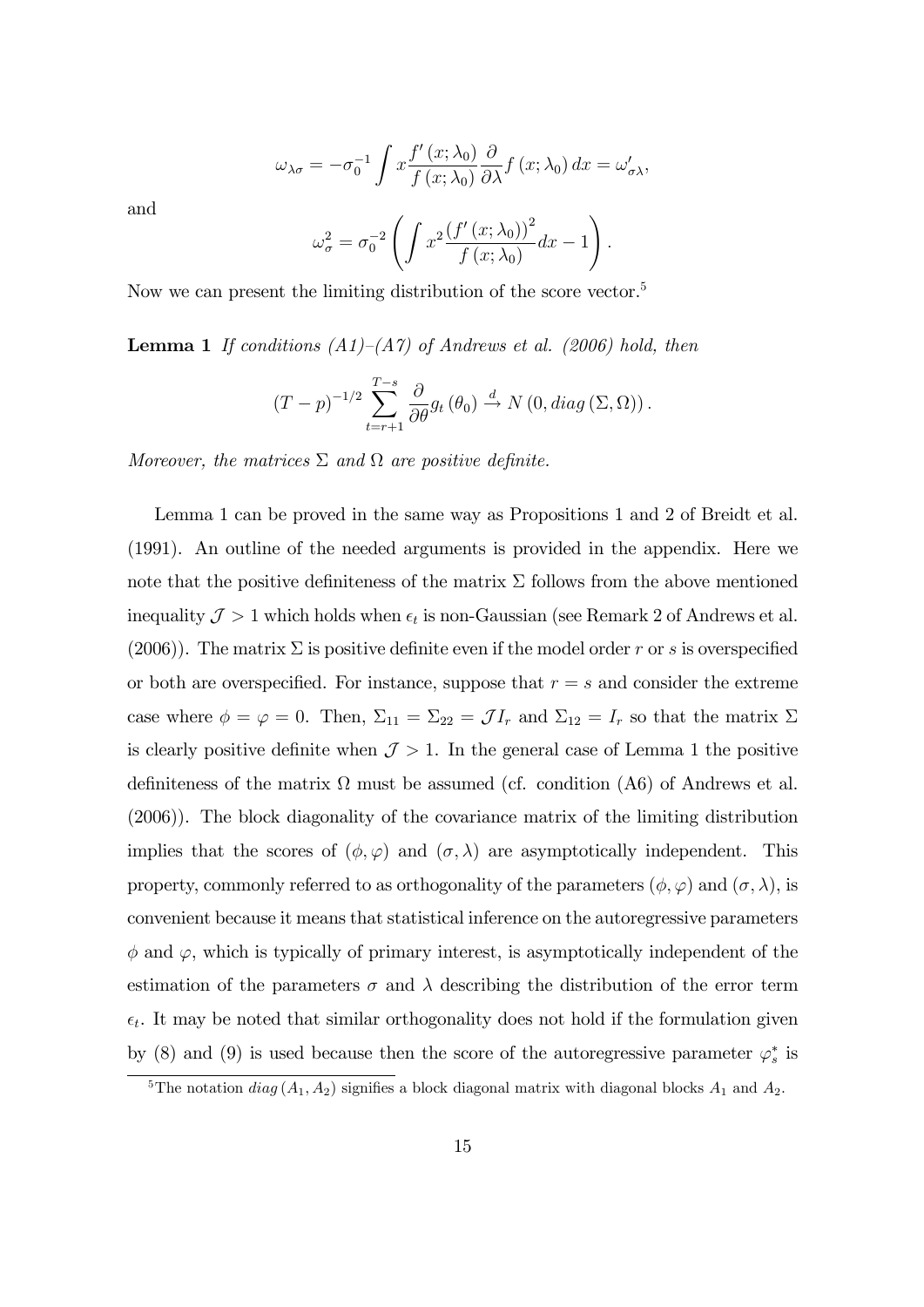$$\omega_{\lambda\sigma} = -\sigma_0^{-1} \int x \frac{f'(x;\lambda_0)}{f(x;\lambda_0)} \frac{\partial}{\partial \lambda} f(x;\lambda_0)\, dx = \omega'_{\sigma\lambda},$$

and

$$\omega_\sigma^2 = \sigma_0^{-2} \left( \int x^2 \frac{(f'(x;\lambda_0))^2}{f(x;\lambda_0)} dx - 1 \right).$$

Now we can present the limiting distribution of the score vector.[5]

**Lemma 1** *If conditions (A1)–(A7) of Andrews et al. (2006) hold, then*

$$(T-p)^{-1/2} \sum_{t=r+1}^{T-s} \frac{\partial}{\partial \theta} g_t(\theta_0) \xrightarrow{d} N(0, diag(\Sigma, \Omega)).$$

*Moreover, the matrices $\Sigma$ and $\Omega$ are positive definite.*

Lemma 1 can be proved in the same way as Propositions 1 and 2 of Breidt et al. (1991). An outline of the needed arguments is provided in the appendix. Here we note that the positive definiteness of the matrix $\Sigma$ follows from the above mentioned inequality $\mathcal{J} > 1$ which holds when $\epsilon_t$ is non-Gaussian (see Remark 2 of Andrews et al. (2006)). The matrix $\Sigma$ is positive definite even if the model order $r$ or $s$ is overspecified or both are overspecified. For instance, suppose that $r = s$ and consider the extreme case where $\phi = \varphi = 0$. Then, $\Sigma_{11} = \Sigma_{22} = \mathcal{J} I_r$ and $\Sigma_{12} = I_r$ so that the matrix $\Sigma$ is clearly positive definite when $\mathcal{J} > 1$. In the general case of Lemma 1 the positive definiteness of the matrix $\Omega$ must be assumed (cf. condition (A6) of Andrews et al. (2006)). The block diagonality of the covariance matrix of the limiting distribution implies that the scores of $(\phi, \varphi)$ and $(\sigma, \lambda)$ are asymptotically independent. This property, commonly referred to as orthogonality of the parameters $(\phi, \varphi)$ and $(\sigma, \lambda)$, is convenient because it means that statistical inference on the autoregressive parameters $\phi$ and $\varphi$, which is typically of primary interest, is asymptotically independent of the estimation of the parameters $\sigma$ and $\lambda$ describing the distribution of the error term $\epsilon_t$. It may be noted that similar orthogonality does not hold if the formulation given by (8) and (9) is used because then the score of the autoregressive parameter $\varphi_s^*$ is

[5] The notation $diag(A_1, A_2)$ signifies a block diagonal matrix with diagonal blocks $A_1$ and $A_2$.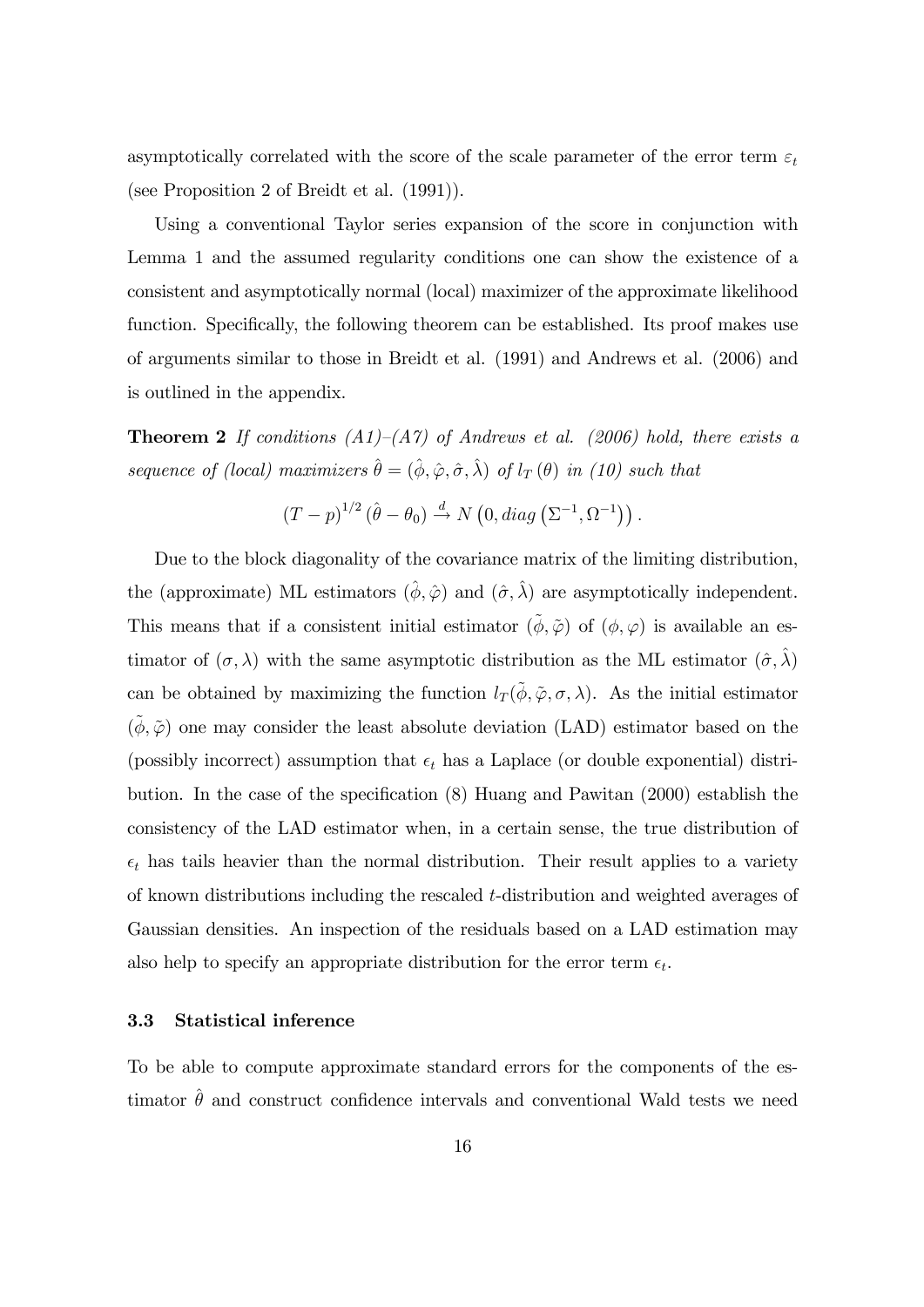asymptotically correlated with the score of the scale parameter of the error term $\varepsilon_t$ (see Proposition 2 of Breidt et al. (1991)).

Using a conventional Taylor series expansion of the score in conjunction with Lemma 1 and the assumed regularity conditions one can show the existence of a consistent and asymptotically normal (local) maximizer of the approximate likelihood function. Specifically, the following theorem can be established. Its proof makes use of arguments similar to those in Breidt et al. (1991) and Andrews et al. (2006) and is outlined in the appendix.

**Theorem 2** *If conditions (A1)–(A7) of Andrews et al. (2006) hold, there exists a sequence of (local) maximizers* $\hat{\theta} = (\hat{\phi}, \hat{\varphi}, \hat{\sigma}, \hat{\lambda})$ *of* $l_T(\theta)$ *in (10) such that*

$$(T-p)^{1/2}(\hat{\theta} - \theta_0) \xrightarrow{d} N\left(0, diag\left(\Sigma^{-1}, \Omega^{-1}\right)\right).$$

Due to the block diagonality of the covariance matrix of the limiting distribution, the (approximate) ML estimators $(\hat{\phi}, \hat{\varphi})$ and $(\hat{\sigma}, \hat{\lambda})$ are asymptotically independent. This means that if a consistent initial estimator $(\tilde{\phi}, \tilde{\varphi})$ of $(\phi, \varphi)$ is available an estimator of $(\sigma, \lambda)$ with the same asymptotic distribution as the ML estimator $(\hat{\sigma}, \hat{\lambda})$ can be obtained by maximizing the function $l_T(\tilde{\phi}, \tilde{\varphi}, \sigma, \lambda)$. As the initial estimator $(\tilde{\phi}, \tilde{\varphi})$ one may consider the least absolute deviation (LAD) estimator based on the (possibly incorrect) assumption that $\epsilon_t$ has a Laplace (or double exponential) distribution. In the case of the specification (8) Huang and Pawitan (2000) establish the consistency of the LAD estimator when, in a certain sense, the true distribution of $\epsilon_t$ has tails heavier than the normal distribution. Their result applies to a variety of known distributions including the rescaled $t$-distribution and weighted averages of Gaussian densities. An inspection of the residuals based on a LAD estimation may also help to specify an appropriate distribution for the error term $\epsilon_t$.

### 3.3 Statistical inference

To be able to compute approximate standard errors for the components of the estimator $\hat{\theta}$ and construct confidence intervals and conventional Wald tests we need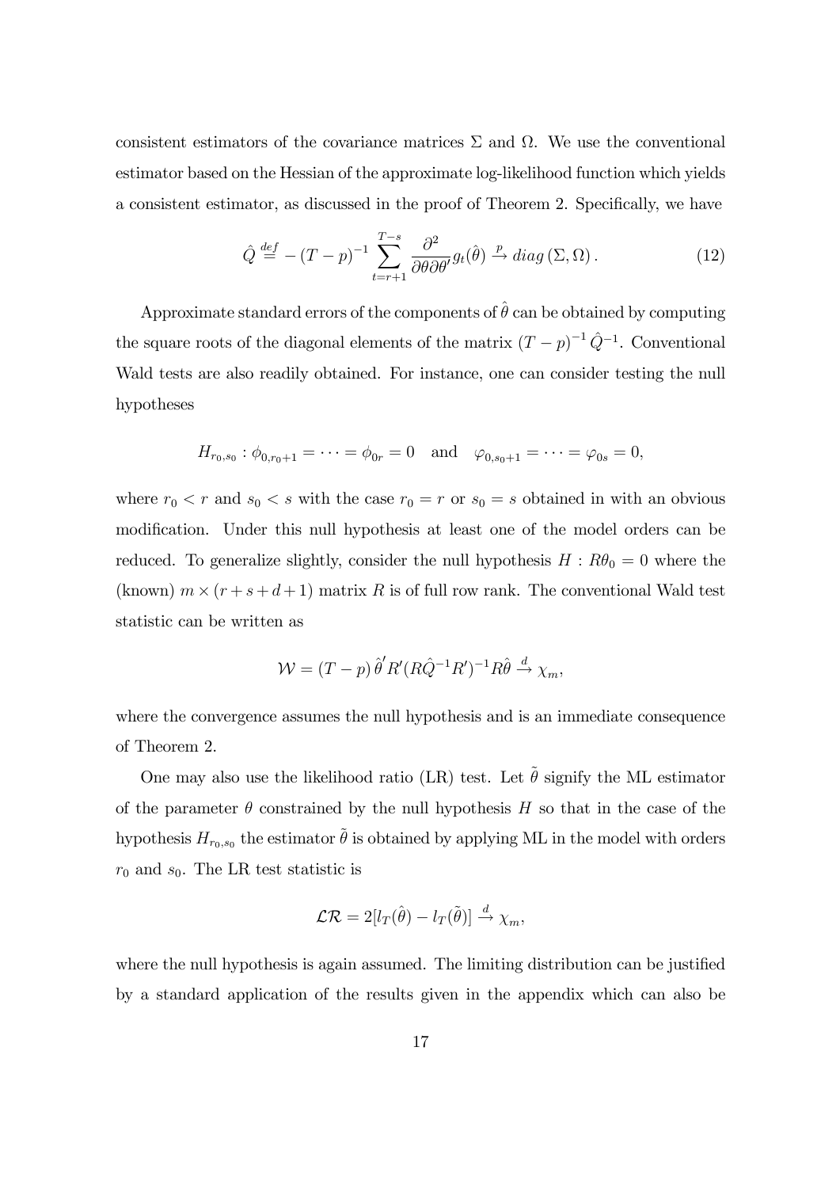consistent estimators of the covariance matrices $\Sigma$ and $\Omega$. We use the conventional estimator based on the Hessian of the approximate log-likelihood function which yields a consistent estimator, as discussed in the proof of Theorem 2. Specifically, we have

$$\hat{Q} \overset{def}{=} -(T-p)^{-1} \sum_{t=r+1}^{T-s} \frac{\partial^2}{\partial\theta\partial\theta'} g_t(\hat{\theta}) \overset{p}{\to} diag\left(\Sigma, \Omega\right). \tag{12}$$

Approximate standard errors of the components of $\hat{\theta}$ can be obtained by computing the square roots of the diagonal elements of the matrix $(T-p)^{-1}\hat{Q}^{-1}$. Conventional Wald tests are also readily obtained. For instance, one can consider testing the null hypotheses

$$H_{r_0,s_0} : \phi_{0,r_0+1} = \cdots = \phi_{0r} = 0 \quad \text{and} \quad \varphi_{0,s_0+1} = \cdots = \varphi_{0s} = 0,$$

where $r_0 < r$ and $s_0 < s$ with the case $r_0 = r$ or $s_0 = s$ obtained in with an obvious modification. Under this null hypothesis at least one of the model orders can be reduced. To generalize slightly, consider the null hypothesis $H : R\theta_0 = 0$ where the (known) $m \times (r+s+d+1)$ matrix $R$ is of full row rank. The conventional Wald test statistic can be written as

$$\mathcal{W} = (T-p)\,\hat{\theta}' R'(R\hat{Q}^{-1}R')^{-1}R\hat{\theta} \overset{d}{\to} \chi_m,$$

where the convergence assumes the null hypothesis and is an immediate consequence of Theorem 2.

One may also use the likelihood ratio (LR) test. Let $\tilde{\theta}$ signify the ML estimator of the parameter $\theta$ constrained by the null hypothesis $H$ so that in the case of the hypothesis $H_{r_0,s_0}$ the estimator $\tilde{\theta}$ is obtained by applying ML in the model with orders $r_0$ and $s_0$. The LR test statistic is

$$\mathcal{LR} = 2[l_T(\hat{\theta}) - l_T(\tilde{\theta})] \overset{d}{\to} \chi_m,$$

where the null hypothesis is again assumed. The limiting distribution can be justified by a standard application of the results given in the appendix which can also be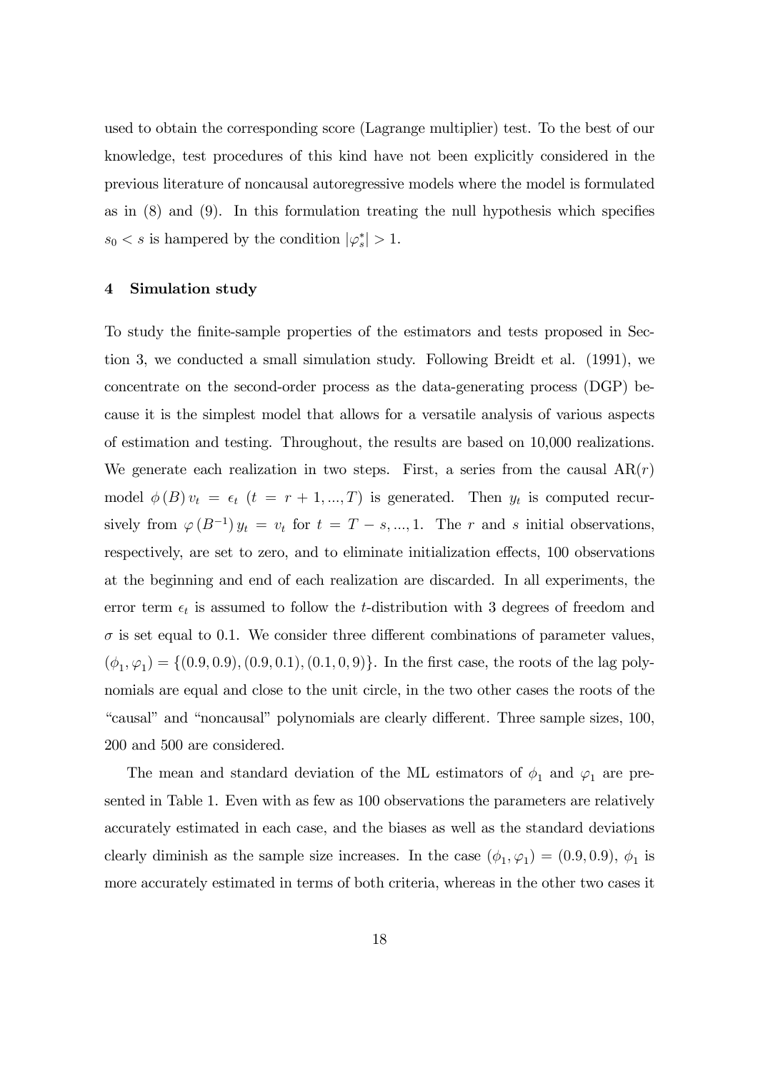used to obtain the corresponding score (Lagrange multiplier) test. To the best of our knowledge, test procedures of this kind have not been explicitly considered in the previous literature of noncausal autoregressive models where the model is formulated as in (8) and (9). In this formulation treating the null hypothesis which specifies $s_0 < s$ is hampered by the condition $|\varphi_s^*| > 1$.

## 4 Simulation study

To study the finite-sample properties of the estimators and tests proposed in Section 3, we conducted a small simulation study. Following Breidt et al. (1991), we concentrate on the second-order process as the data-generating process (DGP) because it is the simplest model that allows for a versatile analysis of various aspects of estimation and testing. Throughout, the results are based on 10,000 realizations. We generate each realization in two steps. First, a series from the causal AR($r$) model $\phi(B) v_t = \epsilon_t$ $(t = r+1, ..., T)$ is generated. Then $y_t$ is computed recursively from $\varphi(B^{-1}) y_t = v_t$ for $t = T - s, ..., 1$. The $r$ and $s$ initial observations, respectively, are set to zero, and to eliminate initialization effects, 100 observations at the beginning and end of each realization are discarded. In all experiments, the error term $\epsilon_t$ is assumed to follow the $t$-distribution with 3 degrees of freedom and $\sigma$ is set equal to 0.1. We consider three different combinations of parameter values, $(\phi_1, \varphi_1) = \{(0.9, 0.9), (0.9, 0.1), (0.1, 0, 9)\}$. In the first case, the roots of the lag polynomials are equal and close to the unit circle, in the two other cases the roots of the "causal" and "noncausal" polynomials are clearly different. Three sample sizes, 100, 200 and 500 are considered.

The mean and standard deviation of the ML estimators of $\phi_1$ and $\varphi_1$ are presented in Table 1. Even with as few as 100 observations the parameters are relatively accurately estimated in each case, and the biases as well as the standard deviations clearly diminish as the sample size increases. In the case $(\phi_1, \varphi_1) = (0.9, 0.9)$, $\phi_1$ is more accurately estimated in terms of both criteria, whereas in the other two cases it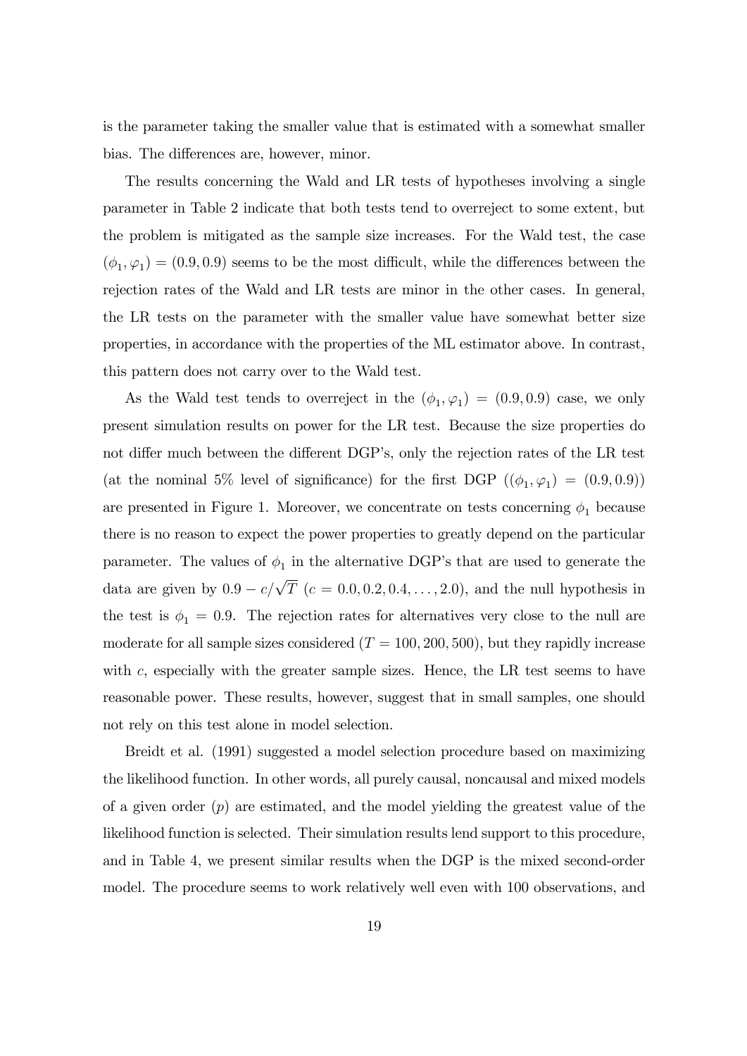is the parameter taking the smaller value that is estimated with a somewhat smaller bias. The differences are, however, minor.

The results concerning the Wald and LR tests of hypotheses involving a single parameter in Table 2 indicate that both tests tend to overreject to some extent, but the problem is mitigated as the sample size increases. For the Wald test, the case $(\phi_1, \varphi_1) = (0.9, 0.9)$ seems to be the most difficult, while the differences between the rejection rates of the Wald and LR tests are minor in the other cases. In general, the LR tests on the parameter with the smaller value have somewhat better size properties, in accordance with the properties of the ML estimator above. In contrast, this pattern does not carry over to the Wald test.

As the Wald test tends to overreject in the $(\phi_1, \varphi_1) = (0.9, 0.9)$ case, we only present simulation results on power for the LR test. Because the size properties do not differ much between the different DGP's, only the rejection rates of the LR test (at the nominal 5% level of significance) for the first DGP ($(\phi_1, \varphi_1) = (0.9, 0.9)$) are presented in Figure 1. Moreover, we concentrate on tests concerning $\phi_1$ because there is no reason to expect the power properties to greatly depend on the particular parameter. The values of $\phi_1$ in the alternative DGP's that are used to generate the data are given by $0.9 - c/\sqrt{T}$ ($c = 0.0, 0.2, 0.4, \ldots, 2.0$), and the null hypothesis in the test is $\phi_1 = 0.9$. The rejection rates for alternatives very close to the null are moderate for all sample sizes considered ($T = 100, 200, 500$), but they rapidly increase with $c$, especially with the greater sample sizes. Hence, the LR test seems to have reasonable power. These results, however, suggest that in small samples, one should not rely on this test alone in model selection.

Breidt et al. (1991) suggested a model selection procedure based on maximizing the likelihood function. In other words, all purely causal, noncausal and mixed models of a given order ($p$) are estimated, and the model yielding the greatest value of the likelihood function is selected. Their simulation results lend support to this procedure, and in Table 4, we present similar results when the DGP is the mixed second-order model. The procedure seems to work relatively well even with 100 observations, and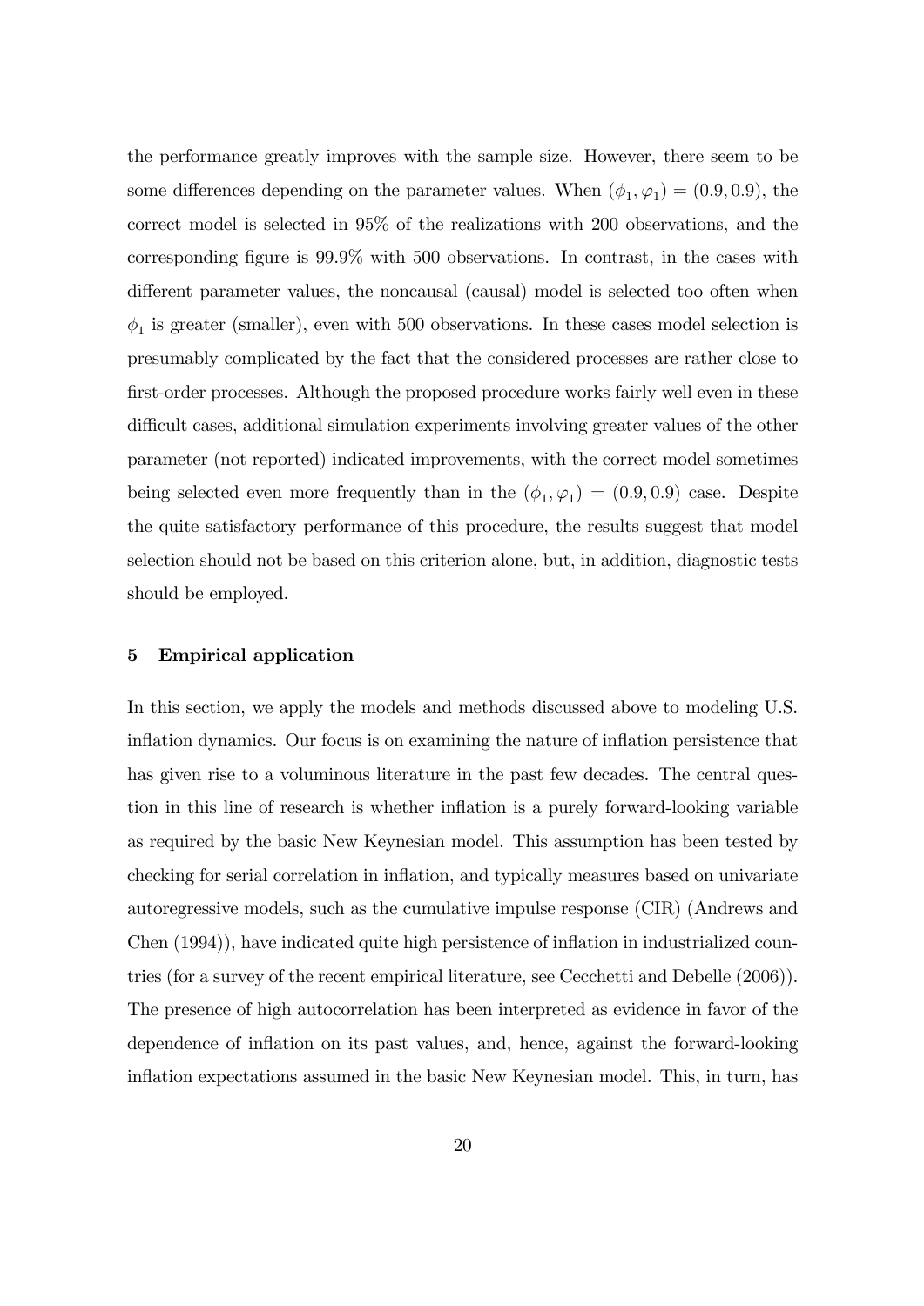the performance greatly improves with the sample size. However, there seem to be some differences depending on the parameter values. When $(\phi_1, \varphi_1) = (0.9, 0.9)$, the correct model is selected in 95% of the realizations with 200 observations, and the corresponding figure is 99.9% with 500 observations. In contrast, in the cases with different parameter values, the noncausal (causal) model is selected too often when $\phi_1$ is greater (smaller), even with 500 observations. In these cases model selection is presumably complicated by the fact that the considered processes are rather close to first-order processes. Although the proposed procedure works fairly well even in these difficult cases, additional simulation experiments involving greater values of the other parameter (not reported) indicated improvements, with the correct model sometimes being selected even more frequently than in the $(\phi_1, \varphi_1) = (0.9, 0.9)$ case. Despite the quite satisfactory performance of this procedure, the results suggest that model selection should not be based on this criterion alone, but, in addition, diagnostic tests should be employed.

## 5 Empirical application

In this section, we apply the models and methods discussed above to modeling U.S. inflation dynamics. Our focus is on examining the nature of inflation persistence that has given rise to a voluminous literature in the past few decades. The central question in this line of research is whether inflation is a purely forward-looking variable as required by the basic New Keynesian model. This assumption has been tested by checking for serial correlation in inflation, and typically measures based on univariate autoregressive models, such as the cumulative impulse response (CIR) (Andrews and Chen (1994)), have indicated quite high persistence of inflation in industrialized countries (for a survey of the recent empirical literature, see Cecchetti and Debelle (2006)). The presence of high autocorrelation has been interpreted as evidence in favor of the dependence of inflation on its past values, and, hence, against the forward-looking inflation expectations assumed in the basic New Keynesian model. This, in turn, has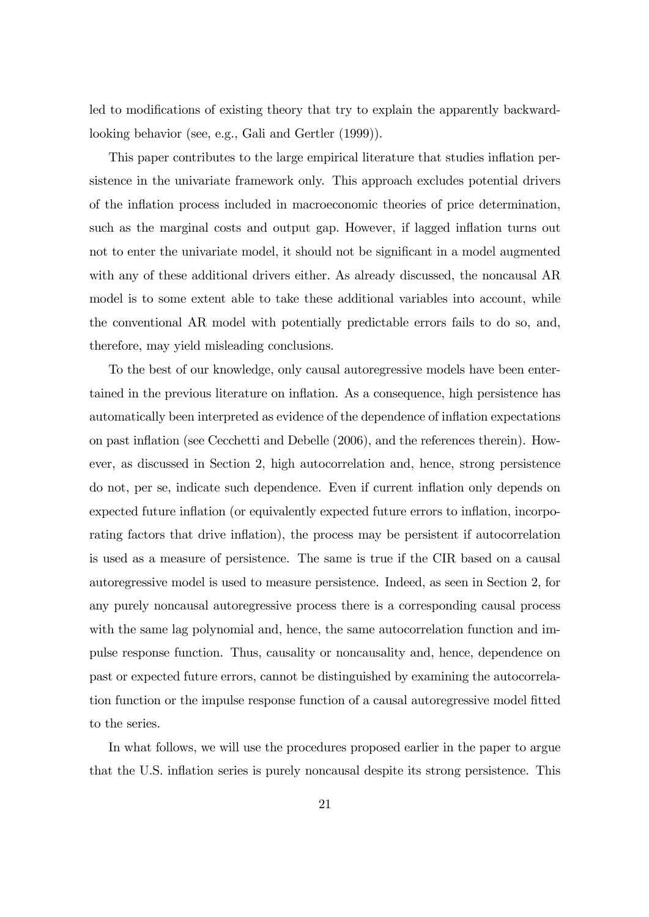led to modifications of existing theory that try to explain the apparently backward-looking behavior (see, e.g., Gali and Gertler (1999)).

This paper contributes to the large empirical literature that studies inflation persistence in the univariate framework only. This approach excludes potential drivers of the inflation process included in macroeconomic theories of price determination, such as the marginal costs and output gap. However, if lagged inflation turns out not to enter the univariate model, it should not be significant in a model augmented with any of these additional drivers either. As already discussed, the noncausal AR model is to some extent able to take these additional variables into account, while the conventional AR model with potentially predictable errors fails to do so, and, therefore, may yield misleading conclusions.

To the best of our knowledge, only causal autoregressive models have been entertained in the previous literature on inflation. As a consequence, high persistence has automatically been interpreted as evidence of the dependence of inflation expectations on past inflation (see Cecchetti and Debelle (2006), and the references therein). However, as discussed in Section 2, high autocorrelation and, hence, strong persistence do not, per se, indicate such dependence. Even if current inflation only depends on expected future inflation (or equivalently expected future errors to inflation, incorporating factors that drive inflation), the process may be persistent if autocorrelation is used as a measure of persistence. The same is true if the CIR based on a causal autoregressive model is used to measure persistence. Indeed, as seen in Section 2, for any purely noncausal autoregressive process there is a corresponding causal process with the same lag polynomial and, hence, the same autocorrelation function and impulse response function. Thus, causality or noncausality and, hence, dependence on past or expected future errors, cannot be distinguished by examining the autocorrelation function or the impulse response function of a causal autoregressive model fitted to the series.

In what follows, we will use the procedures proposed earlier in the paper to argue that the U.S. inflation series is purely noncausal despite its strong persistence. This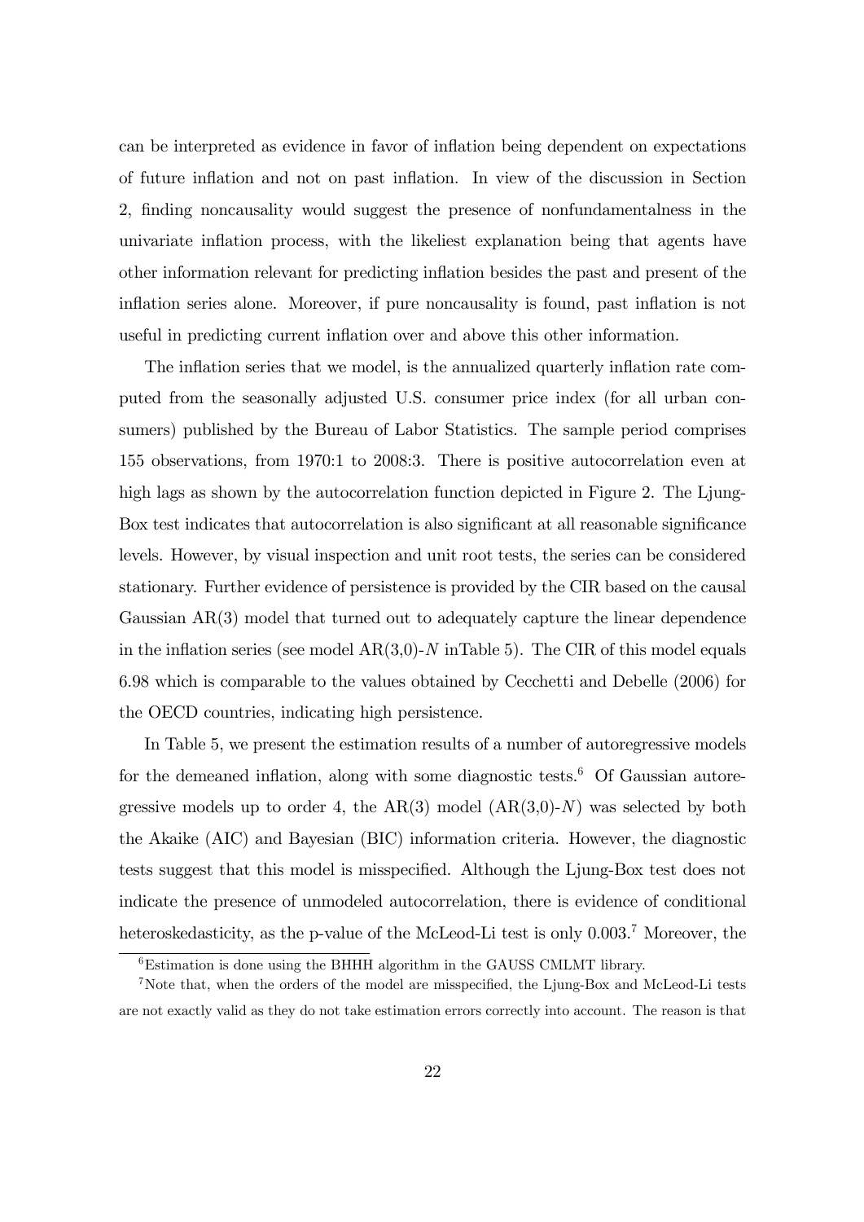can be interpreted as evidence in favor of inflation being dependent on expectations of future inflation and not on past inflation. In view of the discussion in Section 2, finding noncausality would suggest the presence of nonfundamentalness in the univariate inflation process, with the likeliest explanation being that agents have other information relevant for predicting inflation besides the past and present of the inflation series alone. Moreover, if pure noncausality is found, past inflation is not useful in predicting current inflation over and above this other information.

The inflation series that we model, is the annualized quarterly inflation rate computed from the seasonally adjusted U.S. consumer price index (for all urban consumers) published by the Bureau of Labor Statistics. The sample period comprises 155 observations, from 1970:1 to 2008:3. There is positive autocorrelation even at high lags as shown by the autocorrelation function depicted in Figure 2. The Ljung-Box test indicates that autocorrelation is also significant at all reasonable significance levels. However, by visual inspection and unit root tests, the series can be considered stationary. Further evidence of persistence is provided by the CIR based on the causal Gaussian AR(3) model that turned out to adequately capture the linear dependence in the inflation series (see model AR(3,0)-$N$ inTable 5). The CIR of this model equals 6.98 which is comparable to the values obtained by Cecchetti and Debelle (2006) for the OECD countries, indicating high persistence.

In Table 5, we present the estimation results of a number of autoregressive models for the demeaned inflation, along with some diagnostic tests.[6] Of Gaussian autoregressive models up to order 4, the AR(3) model (AR(3,0)-$N$) was selected by both the Akaike (AIC) and Bayesian (BIC) information criteria. However, the diagnostic tests suggest that this model is misspecified. Although the Ljung-Box test does not indicate the presence of unmodeled autocorrelation, there is evidence of conditional heteroskedasticity, as the p-value of the McLeod-Li test is only 0.003.[7] Moreover, the

[6] Estimation is done using the BHHH algorithm in the GAUSS CMLMT library.

[7] Note that, when the orders of the model are misspecified, the Ljung-Box and McLeod-Li tests are not exactly valid as they do not take estimation errors correctly into account. The reason is that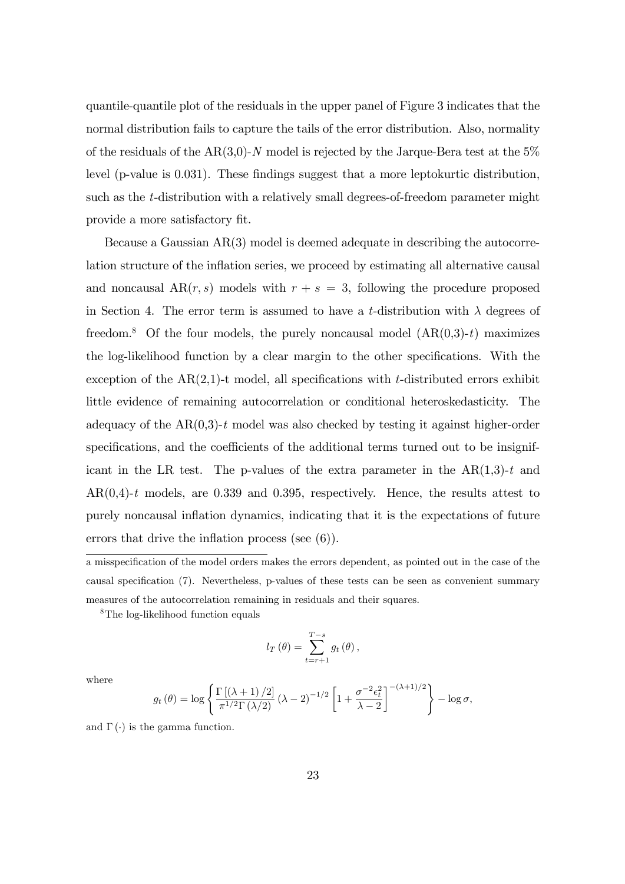quantile-quantile plot of the residuals in the upper panel of Figure 3 indicates that the normal distribution fails to capture the tails of the error distribution. Also, normality of the residuals of the AR(3,0)-$N$ model is rejected by the Jarque-Bera test at the 5% level (p-value is 0.031). These findings suggest that a more leptokurtic distribution, such as the $t$-distribution with a relatively small degrees-of-freedom parameter might provide a more satisfactory fit.

Because a Gaussian AR(3) model is deemed adequate in describing the autocorrelation structure of the inflation series, we proceed by estimating all alternative causal and noncausal AR($r, s$) models with $r + s = 3$, following the procedure proposed in Section 4. The error term is assumed to have a $t$-distribution with $\lambda$ degrees of freedom.[8] Of the four models, the purely noncausal model (AR(0,3)-$t$) maximizes the log-likelihood function by a clear margin to the other specifications. With the exception of the AR(2,1)-t model, all specifications with $t$-distributed errors exhibit little evidence of remaining autocorrelation or conditional heteroskedasticity. The adequacy of the AR(0,3)-$t$ model was also checked by testing it against higher-order specifications, and the coefficients of the additional terms turned out to be insignificant in the LR test. The p-values of the extra parameter in the AR(1,3)-$t$ and AR(0,4)-$t$ models, are 0.339 and 0.395, respectively. Hence, the results attest to purely noncausal inflation dynamics, indicating that it is the expectations of future errors that drive the inflation process (see (6)).

---

a misspecification of the model orders makes the errors dependent, as pointed out in the case of the causal specification (7). Nevertheless, p-values of these tests can be seen as convenient summary measures of the autocorrelation remaining in residuals and their squares.

[8] The log-likelihood function equals

$$l_T(\theta) = \sum_{t=r+1}^{T-s} g_t(\theta),$$

where

$$g_t(\theta) = \log\left\{\frac{\Gamma\left[(\lambda+1)/2\right]}{\pi^{1/2}\Gamma(\lambda/2)}(\lambda-2)^{-1/2}\left[1+\frac{\sigma^{-2}\epsilon_t^2}{\lambda-2}\right]^{-(\lambda+1)/2}\right\} - \log\sigma,$$

and $\Gamma(\cdot)$ is the gamma function.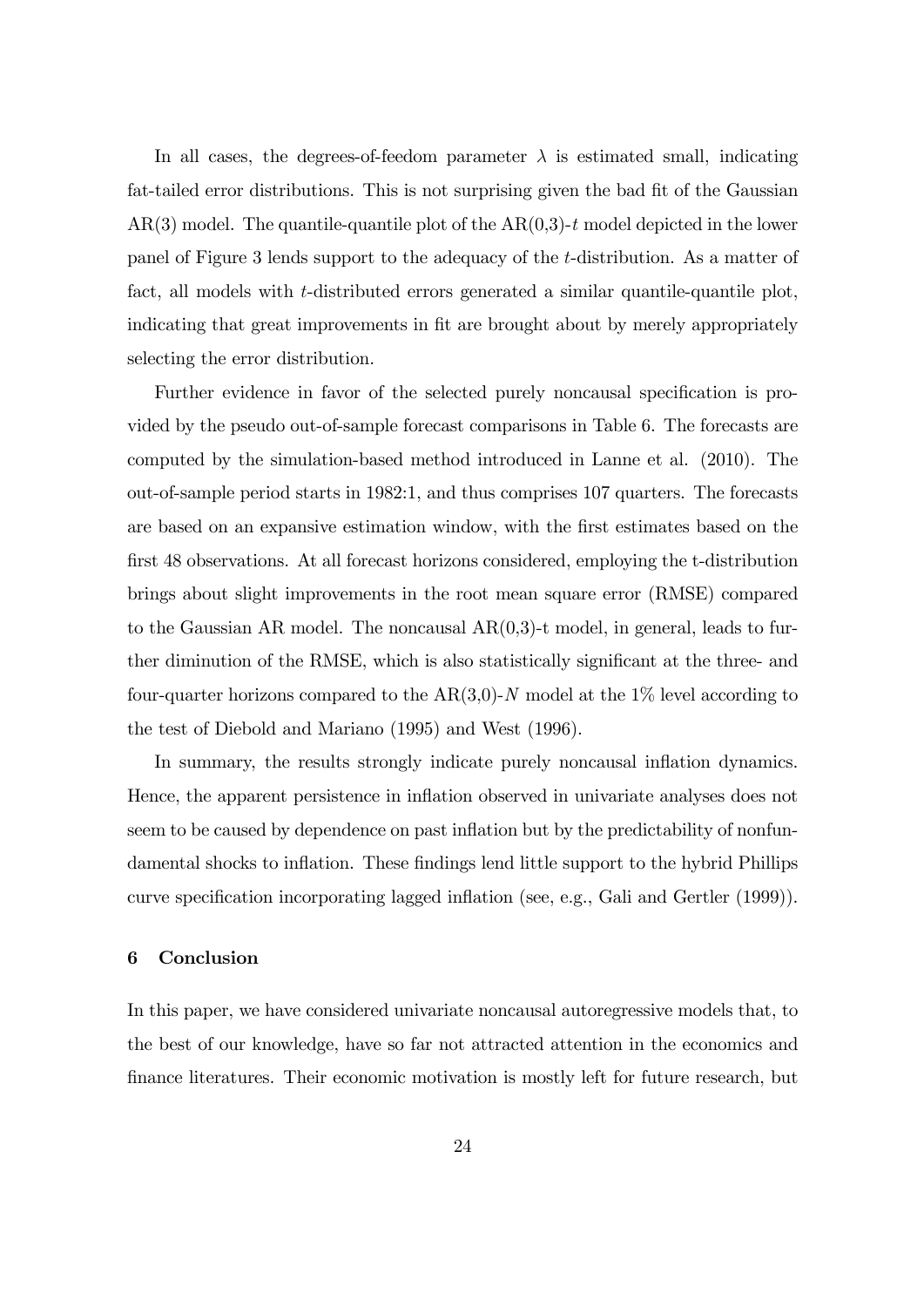In all cases, the degrees-of-feedom parameter $\lambda$ is estimated small, indicating fat-tailed error distributions. This is not surprising given the bad fit of the Gaussian AR(3) model. The quantile-quantile plot of the AR(0,3)-$t$ model depicted in the lower panel of Figure 3 lends support to the adequacy of the $t$-distribution. As a matter of fact, all models with $t$-distributed errors generated a similar quantile-quantile plot, indicating that great improvements in fit are brought about by merely appropriately selecting the error distribution.

Further evidence in favor of the selected purely noncausal specification is provided by the pseudo out-of-sample forecast comparisons in Table 6. The forecasts are computed by the simulation-based method introduced in Lanne et al. (2010). The out-of-sample period starts in 1982:1, and thus comprises 107 quarters. The forecasts are based on an expansive estimation window, with the first estimates based on the first 48 observations. At all forecast horizons considered, employing the t-distribution brings about slight improvements in the root mean square error (RMSE) compared to the Gaussian AR model. The noncausal AR(0,3)-t model, in general, leads to further diminution of the RMSE, which is also statistically significant at the three- and four-quarter horizons compared to the AR(3,0)-$N$ model at the 1% level according to the test of Diebold and Mariano (1995) and West (1996).

In summary, the results strongly indicate purely noncausal inflation dynamics. Hence, the apparent persistence in inflation observed in univariate analyses does not seem to be caused by dependence on past inflation but by the predictability of nonfundamental shocks to inflation. These findings lend little support to the hybrid Phillips curve specification incorporating lagged inflation (see, e.g., Gali and Gertler (1999)).

## 6 Conclusion

In this paper, we have considered univariate noncausal autoregressive models that, to the best of our knowledge, have so far not attracted attention in the economics and finance literatures. Their economic motivation is mostly left for future research, but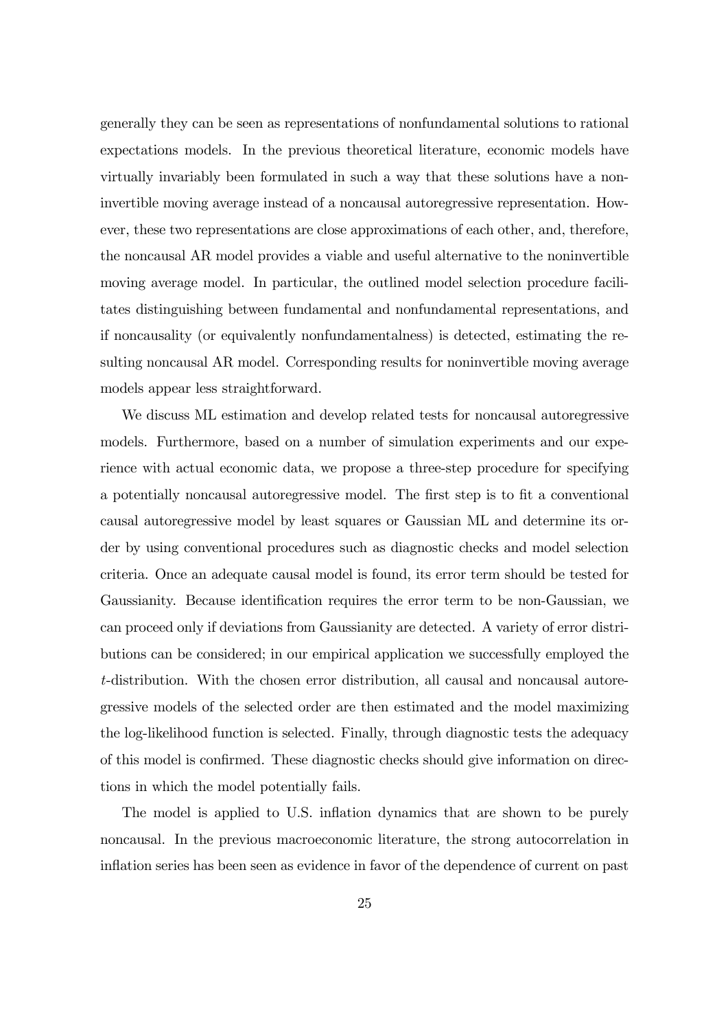generally they can be seen as representations of nonfundamental solutions to rational expectations models. In the previous theoretical literature, economic models have virtually invariably been formulated in such a way that these solutions have a noninvertible moving average instead of a noncausal autoregressive representation. However, these two representations are close approximations of each other, and, therefore, the noncausal AR model provides a viable and useful alternative to the noninvertible moving average model. In particular, the outlined model selection procedure facilitates distinguishing between fundamental and nonfundamental representations, and if noncausality (or equivalently nonfundamentalness) is detected, estimating the resulting noncausal AR model. Corresponding results for noninvertible moving average models appear less straightforward.

We discuss ML estimation and develop related tests for noncausal autoregressive models. Furthermore, based on a number of simulation experiments and our experience with actual economic data, we propose a three-step procedure for specifying a potentially noncausal autoregressive model. The first step is to fit a conventional causal autoregressive model by least squares or Gaussian ML and determine its order by using conventional procedures such as diagnostic checks and model selection criteria. Once an adequate causal model is found, its error term should be tested for Gaussianity. Because identification requires the error term to be non-Gaussian, we can proceed only if deviations from Gaussianity are detected. A variety of error distributions can be considered; in our empirical application we successfully employed the $t$-distribution. With the chosen error distribution, all causal and noncausal autoregressive models of the selected order are then estimated and the model maximizing the log-likelihood function is selected. Finally, through diagnostic tests the adequacy of this model is confirmed. These diagnostic checks should give information on directions in which the model potentially fails.

The model is applied to U.S. inflation dynamics that are shown to be purely noncausal. In the previous macroeconomic literature, the strong autocorrelation in inflation series has been seen as evidence in favor of the dependence of current on past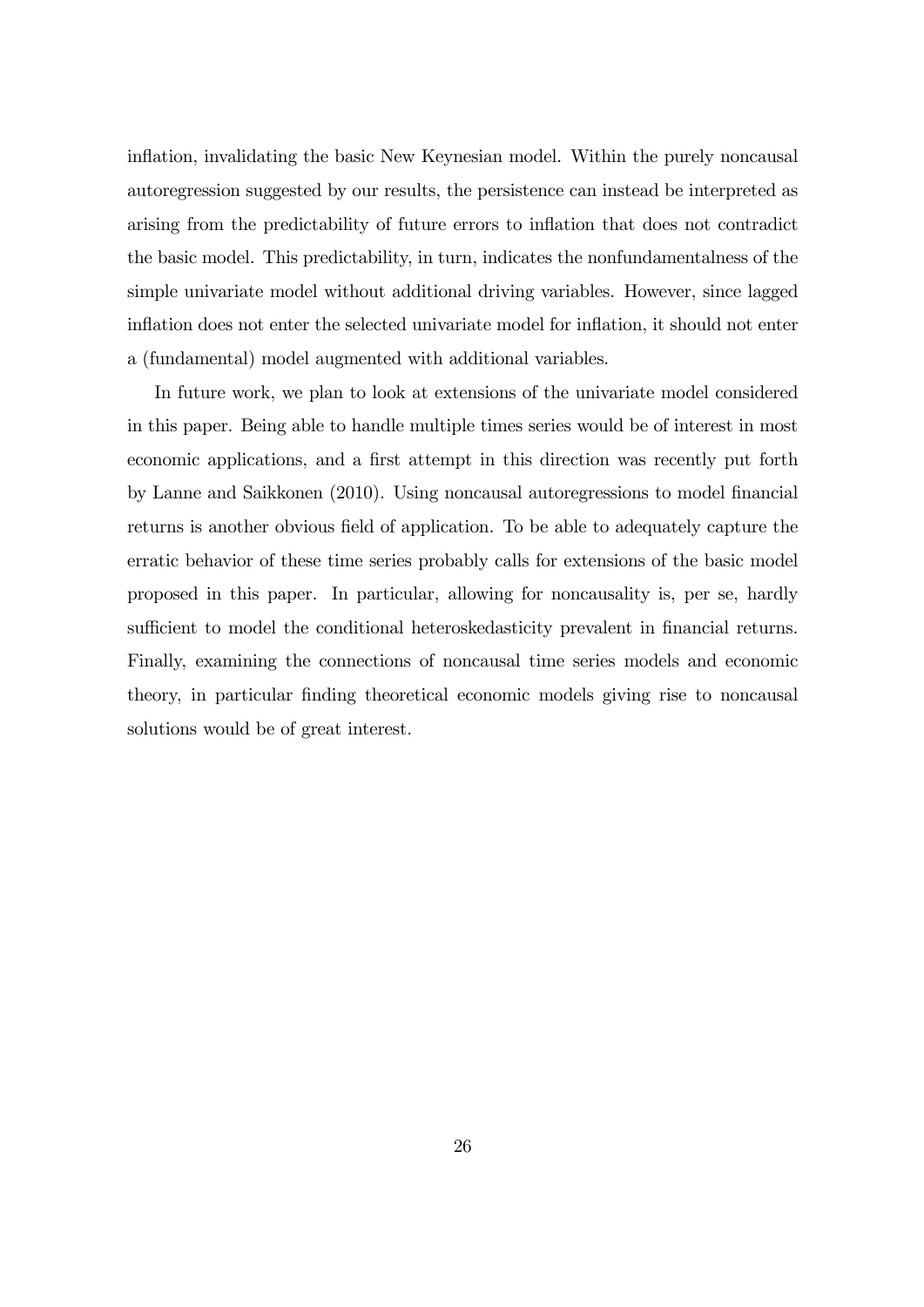inflation, invalidating the basic New Keynesian model. Within the purely noncausal autoregression suggested by our results, the persistence can instead be interpreted as arising from the predictability of future errors to inflation that does not contradict the basic model. This predictability, in turn, indicates the nonfundamentalness of the simple univariate model without additional driving variables. However, since lagged inflation does not enter the selected univariate model for inflation, it should not enter a (fundamental) model augmented with additional variables.

In future work, we plan to look at extensions of the univariate model considered in this paper. Being able to handle multiple times series would be of interest in most economic applications, and a first attempt in this direction was recently put forth by Lanne and Saikkonen (2010). Using noncausal autoregressions to model financial returns is another obvious field of application. To be able to adequately capture the erratic behavior of these time series probably calls for extensions of the basic model proposed in this paper. In particular, allowing for noncausality is, per se, hardly sufficient to model the conditional heteroskedasticity prevalent in financial returns. Finally, examining the connections of noncausal time series models and economic theory, in particular finding theoretical economic models giving rise to noncausal solutions would be of great interest.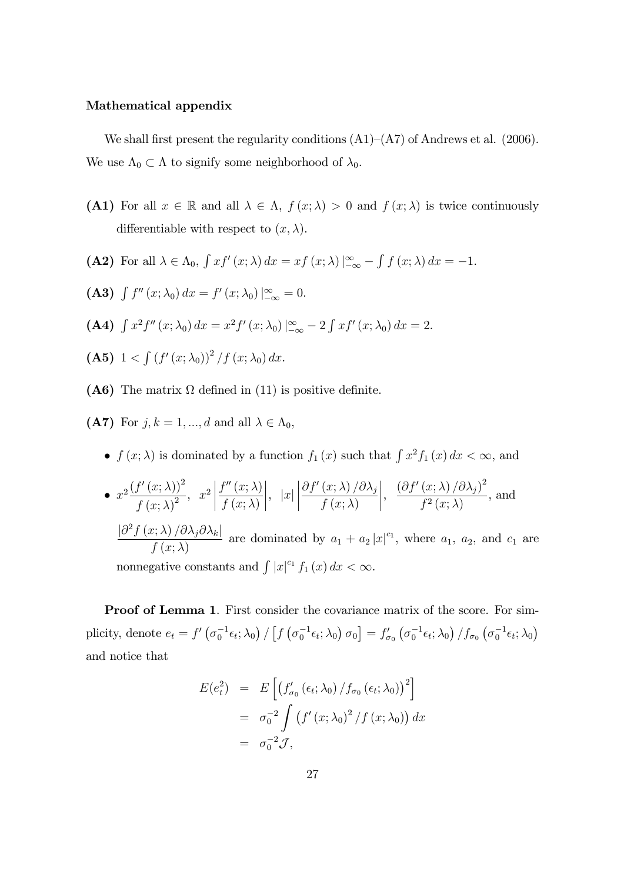**Mathematical appendix**

We shall first present the regularity conditions (A1)–(A7) of Andrews et al. (2006). We use $\Lambda_0 \subset \Lambda$ to signify some neighborhood of $\lambda_0$.

**(A1)** For all $x \in \mathbb{R}$ and all $\lambda \in \Lambda$, $f(x;\lambda) > 0$ and $f(x;\lambda)$ is twice continuously differentiable with respect to $(x,\lambda)$.

**(A2)** For all $\lambda \in \Lambda_0$, $\int x f'(x;\lambda)\,dx = x f(x;\lambda)\,|_{-\infty}^{\infty} - \int f(x;\lambda)\,dx = -1$.

**(A3)** $\int f''(x;\lambda_0)\,dx = f'(x;\lambda_0)\,|_{-\infty}^{\infty} = 0$.

**(A4)** $\int x^2 f''(x;\lambda_0)\,dx = x^2 f'(x;\lambda_0)\,|_{-\infty}^{\infty} - 2\int x f'(x;\lambda_0)\,dx = 2$.

**(A5)** $1 < \int (f'(x;\lambda_0))^2 / f(x;\lambda_0)\,dx$.

**(A6)** The matrix $\Omega$ defined in (11) is positive definite.

**(A7)** For $j,k = 1,...,d$ and all $\lambda \in \Lambda_0$,

- $f(x;\lambda)$ is dominated by a function $f_1(x)$ such that $\int x^2 f_1(x)\,dx < \infty$, and
- $x^2 \dfrac{(f'(x;\lambda))^2}{f(x;\lambda)^2}$, $x^2 \left|\dfrac{f''(x;\lambda)}{f(x;\lambda)}\right|$, $|x| \left|\dfrac{\partial f'(x;\lambda)/\partial\lambda_j}{f(x;\lambda)}\right|$, $\dfrac{(\partial f'(x;\lambda)/\partial\lambda_j)^2}{f^2(x;\lambda)}$, and $\dfrac{|\partial^2 f(x;\lambda)/\partial\lambda_j\partial\lambda_k|}{f(x;\lambda)}$ are dominated by $a_1 + a_2|x|^{c_1}$, where $a_1$, $a_2$, and $c_1$ are nonnegative constants and $\int |x|^{c_1} f_1(x)\,dx < \infty$.

**Proof of Lemma 1**. First consider the covariance matrix of the score. For simplicity, denote $e_t = f'\left(\sigma_0^{-1}\epsilon_t;\lambda_0\right) / \left[f\left(\sigma_0^{-1}\epsilon_t;\lambda_0\right)\sigma_0\right] = f'_{\sigma_0}\left(\sigma_0^{-1}\epsilon_t;\lambda_0\right) / f_{\sigma_0}\left(\sigma_0^{-1}\epsilon_t;\lambda_0\right)$ and notice that

$$
\begin{aligned}
E(e_t^2) &= E\left[\left(f'_{\sigma_0}(\epsilon_t;\lambda_0) / f_{\sigma_0}(\epsilon_t;\lambda_0)\right)^2\right] \\
&= \sigma_0^{-2} \int \left(f'(x;\lambda_0)^2 / f(x;\lambda_0)\right) dx \\
&= \sigma_0^{-2} \mathcal{J},
\end{aligned}
$$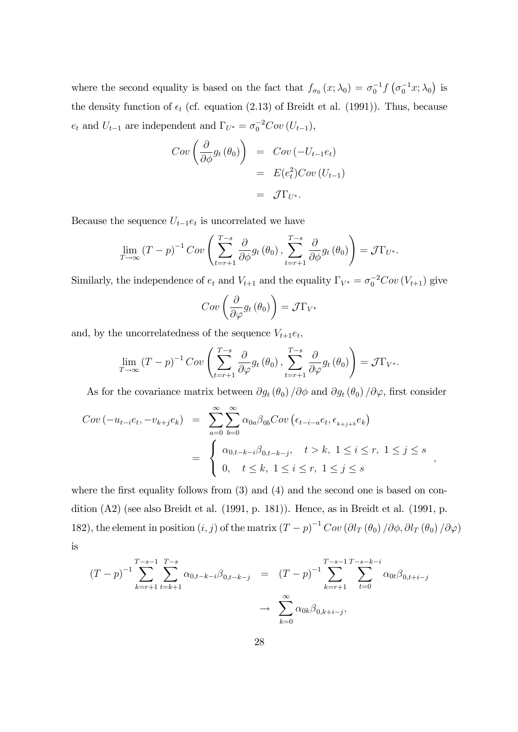where the second equality is based on the fact that $f_{\sigma_0}(x;\lambda_0) = \sigma_0^{-1} f\left(\sigma_0^{-1} x; \lambda_0\right)$ is the density function of $\epsilon_t$ (cf. equation (2.13) of Breidt et al. (1991)). Thus, because $e_t$ and $U_{t-1}$ are independent and $\Gamma_{U^*} = \sigma_0^{-2} Cov(U_{t-1})$,

$$
\begin{aligned}
Cov\left(\frac{\partial}{\partial \phi} g_t(\theta_0)\right) &= Cov\left(-U_{t-1} e_t\right) \\
&= E(e_t^2) Cov\left(U_{t-1}\right) \\
&= \mathcal{J} \Gamma_{U^*}.
\end{aligned}
$$

Because the sequence $U_{t-1} e_t$ is uncorrelated we have

$$
\lim_{T \to \infty} (T-p)^{-1} Cov\left(\sum_{t=r+1}^{T-s} \frac{\partial}{\partial \phi} g_t(\theta_0), \sum_{t=r+1}^{T-s} \frac{\partial}{\partial \phi} g_t(\theta_0)\right) = \mathcal{J} \Gamma_{U^*}.
$$

Similarly, the independence of $e_t$ and $V_{t+1}$ and the equality $\Gamma_{V^*} = \sigma_0^{-2} Cov(V_{t+1})$ give

$$
Cov\left(\frac{\partial}{\partial \varphi} g_t(\theta_0)\right) = \mathcal{J} \Gamma_{V^*}
$$

and, by the uncorrelatedness of the sequence $V_{t+1} e_t$,

$$
\lim_{T \to \infty} (T-p)^{-1} Cov\left(\sum_{t=r+1}^{T-s} \frac{\partial}{\partial \varphi} g_t(\theta_0), \sum_{t=r+1}^{T-s} \frac{\partial}{\partial \varphi} g_t(\theta_0)\right) = \mathcal{J} \Gamma_{V^*}.
$$

As for the covariance matrix between $\partial g_t(\theta_0)/\partial \phi$ and $\partial g_t(\theta_0)/\partial \varphi$, first consider

$$
\begin{aligned}
Cov\left(-u_{t-i} e_t, -v_{k+j} e_k\right) &= \sum_{a=0}^{\infty} \sum_{b=0}^{\infty} \alpha_{0a} \beta_{0b} Cov\left(\epsilon_{t-i-a} e_t, \epsilon_{k+j+b} e_k\right) \\
&= \begin{cases} \alpha_{0,t-k-i} \beta_{0,t-k-j}, & t > k,\ 1 \le i \le r,\ 1 \le j \le s \\ 0, & t \le k,\ 1 \le i \le r,\ 1 \le j \le s \end{cases},
\end{aligned}
$$

where the first equality follows from (3) and (4) and the second one is based on condition (A2) (see also Breidt et al. (1991, p. 181)). Hence, as in Breidt et al. (1991, p. 182), the element in position $(i,j)$ of the matrix $(T-p)^{-1} Cov\left(\partial l_T(\theta_0)/\partial \phi, \partial l_T(\theta_0)/\partial \varphi\right)$ is

$$
\begin{aligned}
(T-p)^{-1} \sum_{k=r+1}^{T-s-1} \sum_{t=k+1}^{T-s} \alpha_{0,t-k-i} \beta_{0,t-k-j} &= (T-p)^{-1} \sum_{k=r+1}^{T-s-1} \sum_{t=0}^{T-s-k-i} \alpha_{0t} \beta_{0,t+i-j} \\
&\to \sum_{k=0}^{\infty} \alpha_{0k} \beta_{0,k+i-j},
\end{aligned}
$$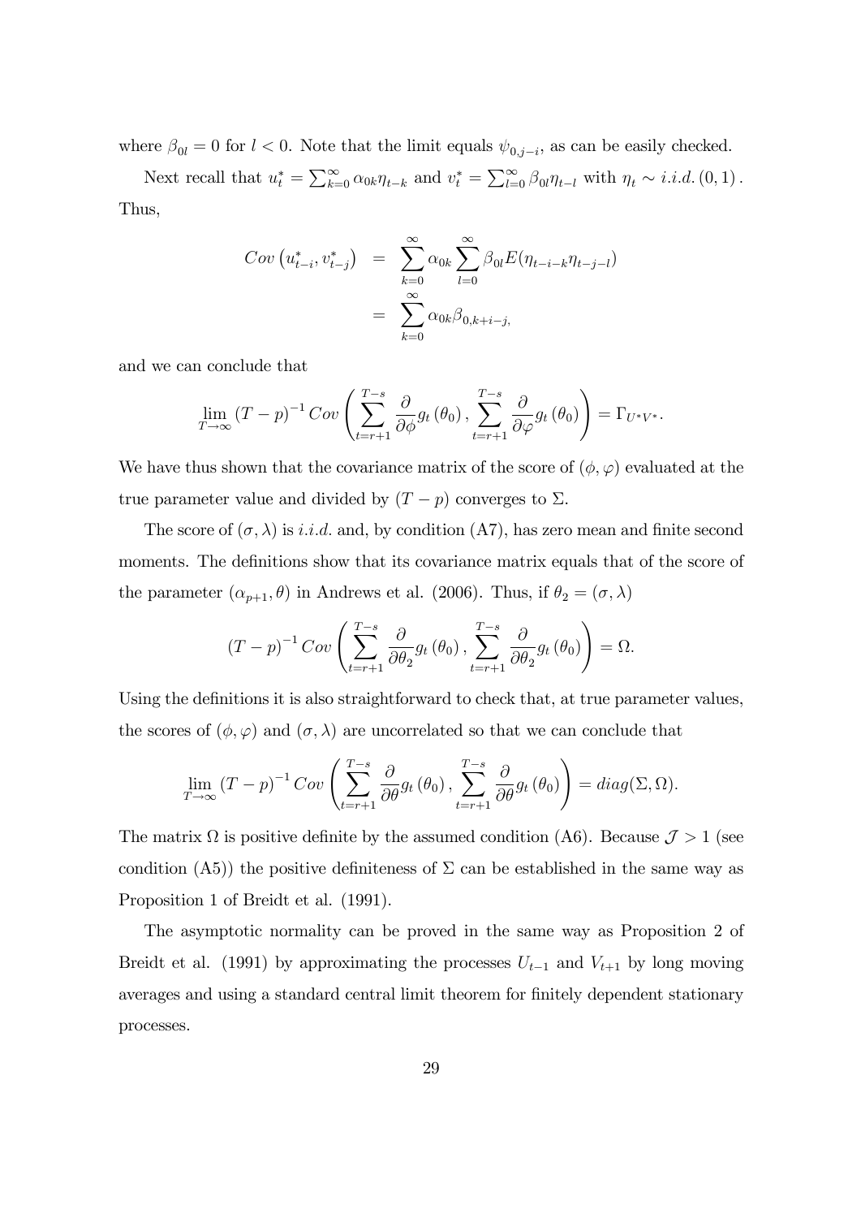where $\beta_{0l} = 0$ for $l < 0$. Note that the limit equals $\psi_{0,j-i}$, as can be easily checked.

Next recall that $u_t^* = \sum_{k=0}^{\infty} \alpha_{0k}\eta_{t-k}$ and $v_t^* = \sum_{l=0}^{\infty} \beta_{0l}\eta_{t-l}$ with $\eta_t \sim i.i.d.\,(0,1)$. Thus,

$$
\begin{aligned}
Cov\left(u_{t-i}^*, v_{t-j}^*\right) &= \sum_{k=0}^{\infty} \alpha_{0k} \sum_{l=0}^{\infty} \beta_{0l} E(\eta_{t-i-k}\eta_{t-j-l}) \\
&= \sum_{k=0}^{\infty} \alpha_{0k}\beta_{0,k+i-j},
\end{aligned}
$$

and we can conclude that

$$
\lim_{T\to\infty} (T-p)^{-1} Cov\left(\sum_{t=r+1}^{T-s} \frac{\partial}{\partial \phi} g_t(\theta_0), \sum_{t=r+1}^{T-s} \frac{\partial}{\partial \varphi} g_t(\theta_0)\right) = \Gamma_{U^*V^*}.
$$

We have thus shown that the covariance matrix of the score of $(\phi, \varphi)$ evaluated at the true parameter value and divided by $(T-p)$ converges to $\Sigma$.

The score of $(\sigma, \lambda)$ is $i.i.d.$ and, by condition (A7), has zero mean and finite second moments. The definitions show that its covariance matrix equals that of the score of the parameter $(\alpha_{p+1}, \theta)$ in Andrews et al. (2006). Thus, if $\theta_2 = (\sigma, \lambda)$

$$
(T-p)^{-1} Cov\left(\sum_{t=r+1}^{T-s} \frac{\partial}{\partial \theta_2} g_t(\theta_0), \sum_{t=r+1}^{T-s} \frac{\partial}{\partial \theta_2} g_t(\theta_0)\right) = \Omega.
$$

Using the definitions it is also straightforward to check that, at true parameter values, the scores of $(\phi, \varphi)$ and $(\sigma, \lambda)$ are uncorrelated so that we can conclude that

$$
\lim_{T\to\infty} (T-p)^{-1} Cov\left(\sum_{t=r+1}^{T-s} \frac{\partial}{\partial \theta} g_t(\theta_0), \sum_{t=r+1}^{T-s} \frac{\partial}{\partial \theta} g_t(\theta_0)\right) = diag(\Sigma, \Omega).
$$

The matrix $\Omega$ is positive definite by the assumed condition (A6). Because $\mathcal{J} > 1$ (see condition (A5)) the positive definiteness of $\Sigma$ can be established in the same way as Proposition 1 of Breidt et al. (1991).

The asymptotic normality can be proved in the same way as Proposition 2 of Breidt et al. (1991) by approximating the processes $U_{t-1}$ and $V_{t+1}$ by long moving averages and using a standard central limit theorem for finitely dependent stationary processes.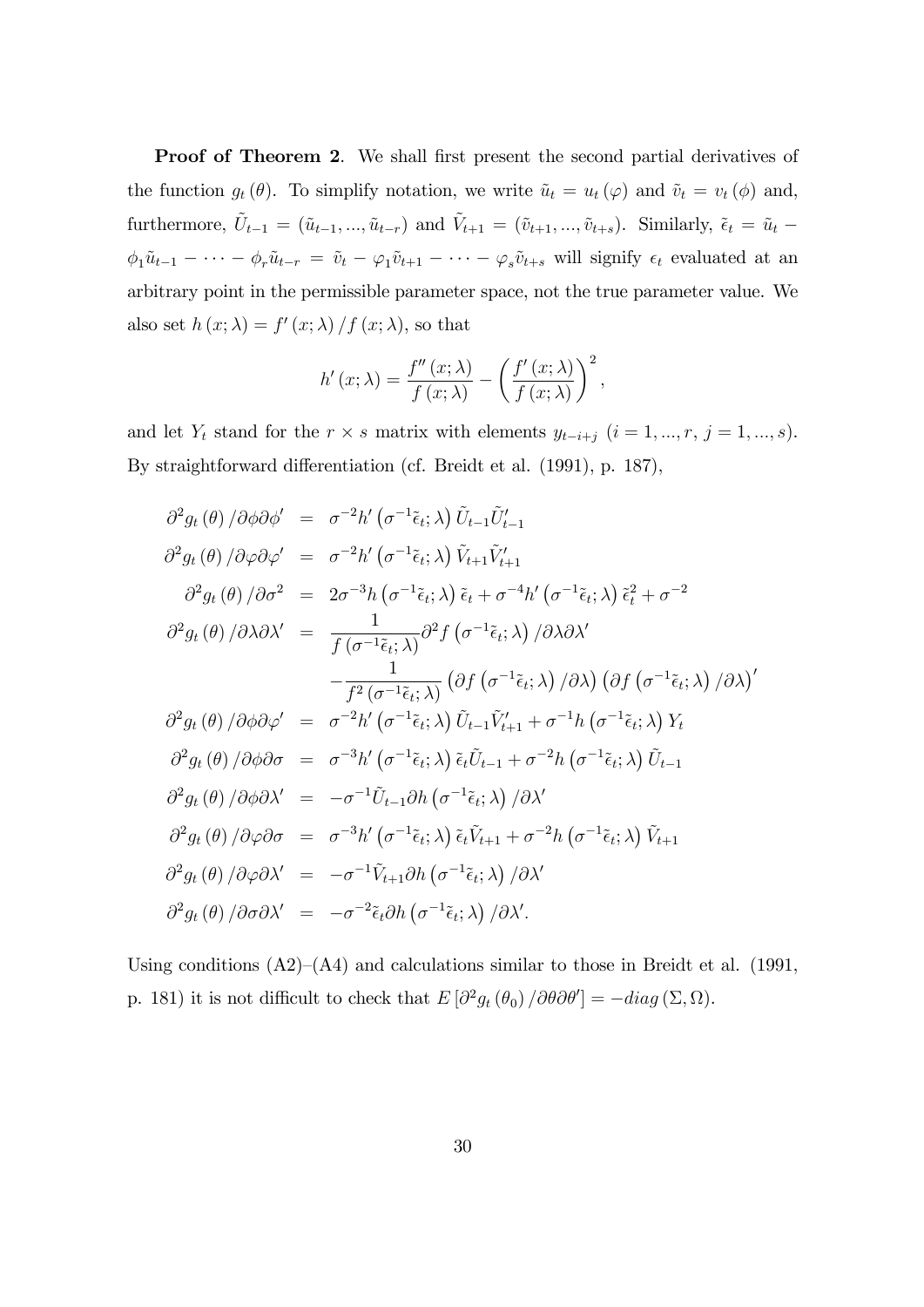**Proof of Theorem 2**. We shall first present the second partial derivatives of the function $g_t(\theta)$. To simplify notation, we write $\tilde{u}_t = u_t(\varphi)$ and $\tilde{v}_t = v_t(\phi)$ and, furthermore, $\tilde{U}_{t-1} = (\tilde{u}_{t-1}, ..., \tilde{u}_{t-r})$ and $\tilde{V}_{t+1} = (\tilde{v}_{t+1}, ..., \tilde{v}_{t+s})$. Similarly, $\tilde{\epsilon}_t = \tilde{u}_t - \phi_1 \tilde{u}_{t-1} - \cdots - \phi_r \tilde{u}_{t-r} = \tilde{v}_t - \varphi_1 \tilde{v}_{t+1} - \cdots - \varphi_s \tilde{v}_{t+s}$ will signify $\epsilon_t$ evaluated at an arbitrary point in the permissible parameter space, not the true parameter value. We also set $h(x;\lambda) = f'(x;\lambda)/f(x;\lambda)$, so that

$$h'(x;\lambda) = \frac{f''(x;\lambda)}{f(x;\lambda)} - \left(\frac{f'(x;\lambda)}{f(x;\lambda)}\right)^2,$$

and let $Y_t$ stand for the $r \times s$ matrix with elements $y_{t-i+j}$ $(i = 1, ..., r,\ j = 1, ..., s)$. By straightforward differentiation (cf. Breidt et al. (1991), p. 187),

$$\begin{aligned}
\partial^2 g_t(\theta)/\partial\phi\partial\phi' &= \sigma^{-2} h'\left(\sigma^{-1}\tilde{\epsilon}_t;\lambda\right) \tilde{U}_{t-1}\tilde{U}_{t-1}' \\
\partial^2 g_t(\theta)/\partial\varphi\partial\varphi' &= \sigma^{-2} h'\left(\sigma^{-1}\tilde{\epsilon}_t;\lambda\right) \tilde{V}_{t+1}\tilde{V}_{t+1}' \\
\partial^2 g_t(\theta)/\partial\sigma^2 &= 2\sigma^{-3} h\left(\sigma^{-1}\tilde{\epsilon}_t;\lambda\right)\tilde{\epsilon}_t + \sigma^{-4} h'\left(\sigma^{-1}\tilde{\epsilon}_t;\lambda\right)\tilde{\epsilon}_t^2 + \sigma^{-2} \\
\partial^2 g_t(\theta)/\partial\lambda\partial\lambda' &= \frac{1}{f\left(\sigma^{-1}\tilde{\epsilon}_t;\lambda\right)} \partial^2 f\left(\sigma^{-1}\tilde{\epsilon}_t;\lambda\right)/\partial\lambda\partial\lambda' \\
&\quad - \frac{1}{f^2\left(\sigma^{-1}\tilde{\epsilon}_t;\lambda\right)} \left(\partial f\left(\sigma^{-1}\tilde{\epsilon}_t;\lambda\right)/\partial\lambda\right)\left(\partial f\left(\sigma^{-1}\tilde{\epsilon}_t;\lambda\right)/\partial\lambda\right)' \\
\partial^2 g_t(\theta)/\partial\phi\partial\varphi' &= \sigma^{-2} h'\left(\sigma^{-1}\tilde{\epsilon}_t;\lambda\right) \tilde{U}_{t-1}\tilde{V}_{t+1}' + \sigma^{-1} h\left(\sigma^{-1}\tilde{\epsilon}_t;\lambda\right) Y_t \\
\partial^2 g_t(\theta)/\partial\phi\partial\sigma &= \sigma^{-3} h'\left(\sigma^{-1}\tilde{\epsilon}_t;\lambda\right)\tilde{\epsilon}_t\tilde{U}_{t-1} + \sigma^{-2} h\left(\sigma^{-1}\tilde{\epsilon}_t;\lambda\right)\tilde{U}_{t-1} \\
\partial^2 g_t(\theta)/\partial\phi\partial\lambda' &= -\sigma^{-1}\tilde{U}_{t-1}\partial h\left(\sigma^{-1}\tilde{\epsilon}_t;\lambda\right)/\partial\lambda' \\
\partial^2 g_t(\theta)/\partial\varphi\partial\sigma &= \sigma^{-3} h'\left(\sigma^{-1}\tilde{\epsilon}_t;\lambda\right)\tilde{\epsilon}_t\tilde{V}_{t+1} + \sigma^{-2} h\left(\sigma^{-1}\tilde{\epsilon}_t;\lambda\right)\tilde{V}_{t+1} \\
\partial^2 g_t(\theta)/\partial\varphi\partial\lambda' &= -\sigma^{-1}\tilde{V}_{t+1}\partial h\left(\sigma^{-1}\tilde{\epsilon}_t;\lambda\right)/\partial\lambda' \\
\partial^2 g_t(\theta)/\partial\sigma\partial\lambda' &= -\sigma^{-2}\tilde{\epsilon}_t\partial h\left(\sigma^{-1}\tilde{\epsilon}_t;\lambda\right)/\partial\lambda'.
\end{aligned}$$

Using conditions (A2)–(A4) and calculations similar to those in Breidt et al. (1991, p. 181) it is not difficult to check that $E\left[\partial^2 g_t(\theta_0)/\partial\theta\partial\theta'\right] = -diag(\Sigma, \Omega)$.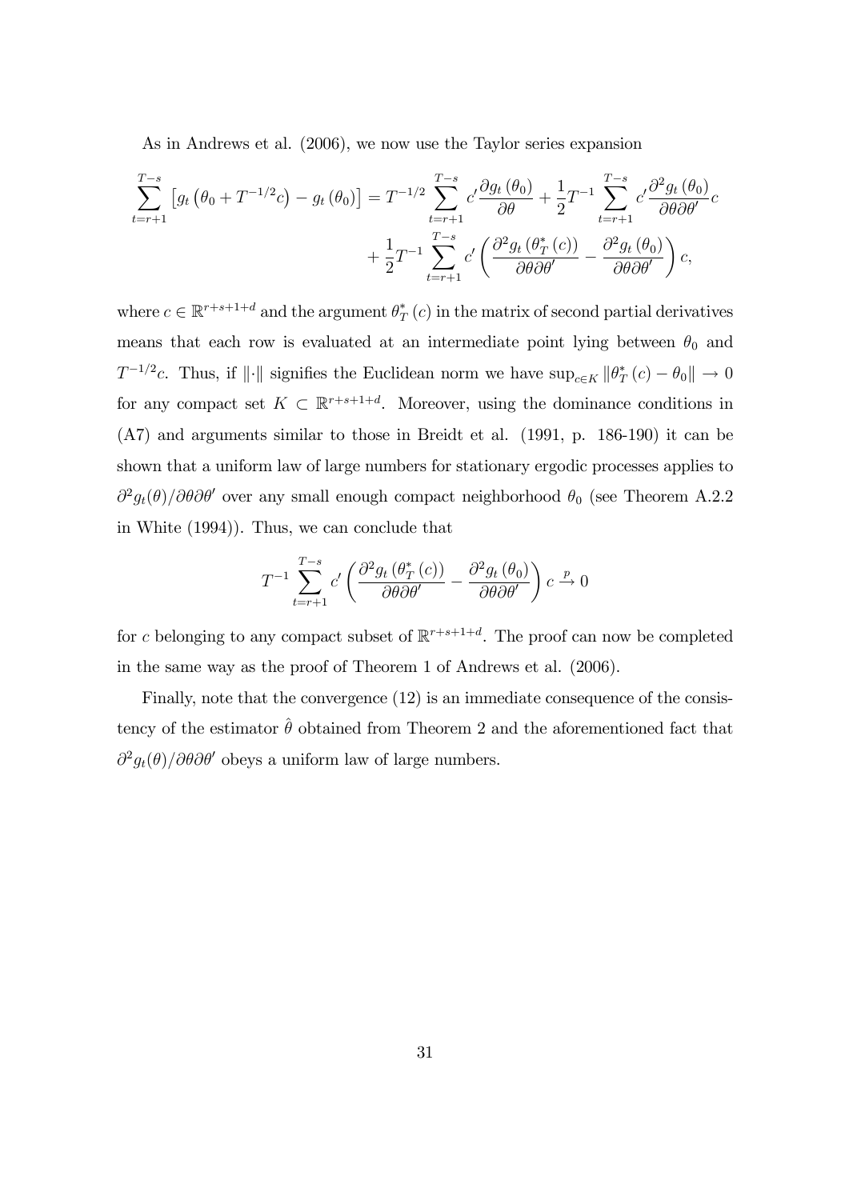As in Andrews et al. (2006), we now use the Taylor series expansion

$$\sum_{t=r+1}^{T-s} \left[ g_t\left(\theta_0 + T^{-1/2}c\right) - g_t\left(\theta_0\right) \right] = T^{-1/2} \sum_{t=r+1}^{T-s} c' \frac{\partial g_t\left(\theta_0\right)}{\partial \theta} + \frac{1}{2} T^{-1} \sum_{t=r+1}^{T-s} c' \frac{\partial^2 g_t\left(\theta_0\right)}{\partial \theta \partial \theta'} c + \frac{1}{2} T^{-1} \sum_{t=r+1}^{T-s} c' \left( \frac{\partial^2 g_t\left(\theta_T^*\left(c\right)\right)}{\partial \theta \partial \theta'} - \frac{\partial^2 g_t\left(\theta_0\right)}{\partial \theta \partial \theta'} \right) c,$$

where $c \in \mathbb{R}^{r+s+1+d}$ and the argument $\theta_T^*(c)$ in the matrix of second partial derivatives means that each row is evaluated at an intermediate point lying between $\theta_0$ and $T^{-1/2}c$. Thus, if $\|\cdot\|$ signifies the Euclidean norm we have $\sup_{c \in K} \|\theta_T^*(c) - \theta_0\| \to 0$ for any compact set $K \subset \mathbb{R}^{r+s+1+d}$. Moreover, using the dominance conditions in (A7) and arguments similar to those in Breidt et al. (1991, p. 186-190) it can be shown that a uniform law of large numbers for stationary ergodic processes applies to $\partial^2 g_t(\theta)/\partial\theta\partial\theta'$ over any small enough compact neighborhood $\theta_0$ (see Theorem A.2.2 in White (1994)). Thus, we can conclude that

$$T^{-1} \sum_{t=r+1}^{T-s} c' \left( \frac{\partial^2 g_t\left(\theta_T^*\left(c\right)\right)}{\partial \theta \partial \theta'} - \frac{\partial^2 g_t\left(\theta_0\right)}{\partial \theta \partial \theta'} \right) c \xrightarrow{p} 0$$

for $c$ belonging to any compact subset of $\mathbb{R}^{r+s+1+d}$. The proof can now be completed in the same way as the proof of Theorem 1 of Andrews et al. (2006).

Finally, note that the convergence (12) is an immediate consequence of the consistency of the estimator $\hat{\theta}$ obtained from Theorem 2 and the aforementioned fact that $\partial^2 g_t(\theta)/\partial\theta\partial\theta'$ obeys a uniform law of large numbers.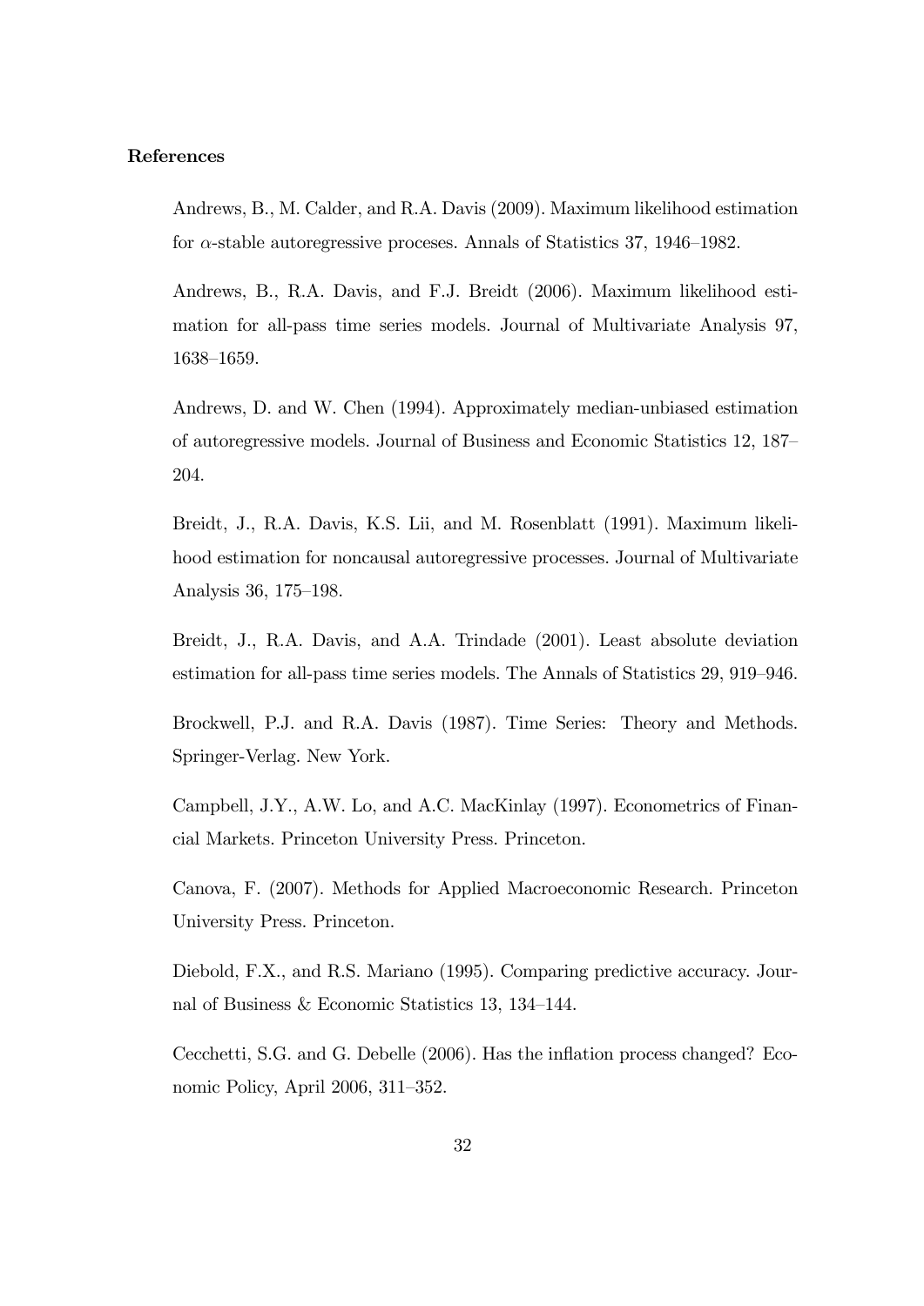**References**

Andrews, B., M. Calder, and R.A. Davis (2009). Maximum likelihood estimation for $\alpha$-stable autoregressive proceses. Annals of Statistics 37, 1946–1982.

Andrews, B., R.A. Davis, and F.J. Breidt (2006). Maximum likelihood estimation for all-pass time series models. Journal of Multivariate Analysis 97, 1638–1659.

Andrews, D. and W. Chen (1994). Approximately median-unbiased estimation of autoregressive models. Journal of Business and Economic Statistics 12, 187–204.

Breidt, J., R.A. Davis, K.S. Lii, and M. Rosenblatt (1991). Maximum likelihood estimation for noncausal autoregressive processes. Journal of Multivariate Analysis 36, 175–198.

Breidt, J., R.A. Davis, and A.A. Trindade (2001). Least absolute deviation estimation for all-pass time series models. The Annals of Statistics 29, 919–946.

Brockwell, P.J. and R.A. Davis (1987). Time Series: Theory and Methods. Springer-Verlag. New York.

Campbell, J.Y., A.W. Lo, and A.C. MacKinlay (1997). Econometrics of Financial Markets. Princeton University Press. Princeton.

Canova, F. (2007). Methods for Applied Macroeconomic Research. Princeton University Press. Princeton.

Diebold, F.X., and R.S. Mariano (1995). Comparing predictive accuracy. Journal of Business & Economic Statistics 13, 134–144.

Cecchetti, S.G. and G. Debelle (2006). Has the inflation process changed? Economic Policy, April 2006, 311–352.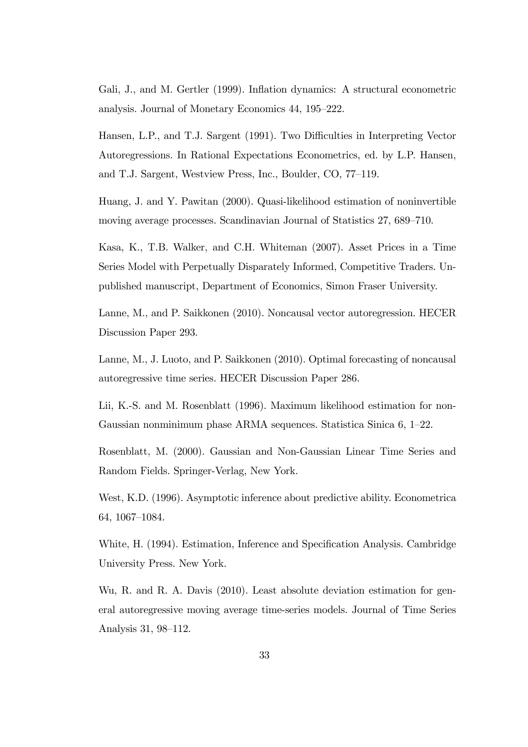Gali, J., and M. Gertler (1999). Inflation dynamics: A structural econometric analysis. Journal of Monetary Economics 44, 195–222.

Hansen, L.P., and T.J. Sargent (1991). Two Difficulties in Interpreting Vector Autoregressions. In Rational Expectations Econometrics, ed. by L.P. Hansen, and T.J. Sargent, Westview Press, Inc., Boulder, CO, 77–119.

Huang, J. and Y. Pawitan (2000). Quasi-likelihood estimation of noninvertible moving average processes. Scandinavian Journal of Statistics 27, 689–710.

Kasa, K., T.B. Walker, and C.H. Whiteman (2007). Asset Prices in a Time Series Model with Perpetually Disparately Informed, Competitive Traders. Unpublished manuscript, Department of Economics, Simon Fraser University.

Lanne, M., and P. Saikkonen (2010). Noncausal vector autoregression. HECER Discussion Paper 293.

Lanne, M., J. Luoto, and P. Saikkonen (2010). Optimal forecasting of noncausal autoregressive time series. HECER Discussion Paper 286.

Lii, K.-S. and M. Rosenblatt (1996). Maximum likelihood estimation for non-Gaussian nonminimum phase ARMA sequences. Statistica Sinica 6, 1–22.

Rosenblatt, M. (2000). Gaussian and Non-Gaussian Linear Time Series and Random Fields. Springer-Verlag, New York.

West, K.D. (1996). Asymptotic inference about predictive ability. Econometrica 64, 1067–1084.

White, H. (1994). Estimation, Inference and Specification Analysis. Cambridge University Press. New York.

Wu, R. and R. A. Davis (2010). Least absolute deviation estimation for general autoregressive moving average time-series models. Journal of Time Series Analysis 31, 98–112.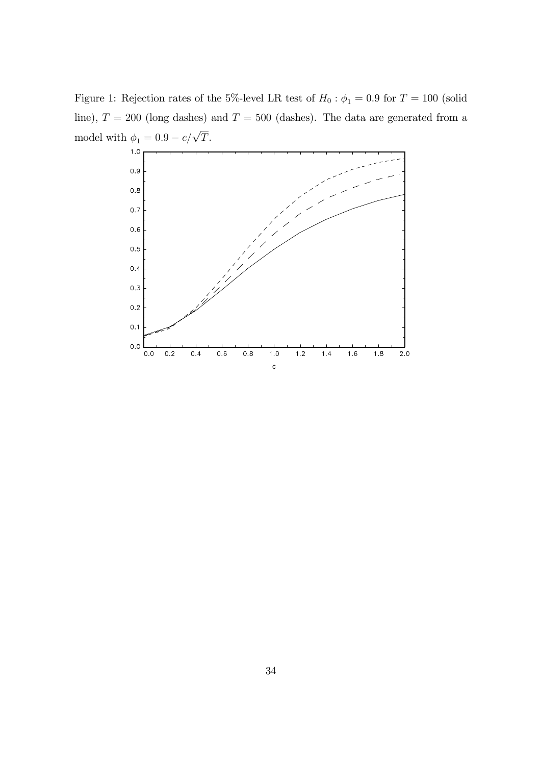Figure 1: Rejection rates of the 5%-level LR test of $H_0 : \phi_1 = 0.9$ for $T = 100$ (solid line), $T = 200$ (long dashes) and $T = 500$ (dashes). The data are generated from a model with $\phi_1 = 0.9 - c/\sqrt{T}$.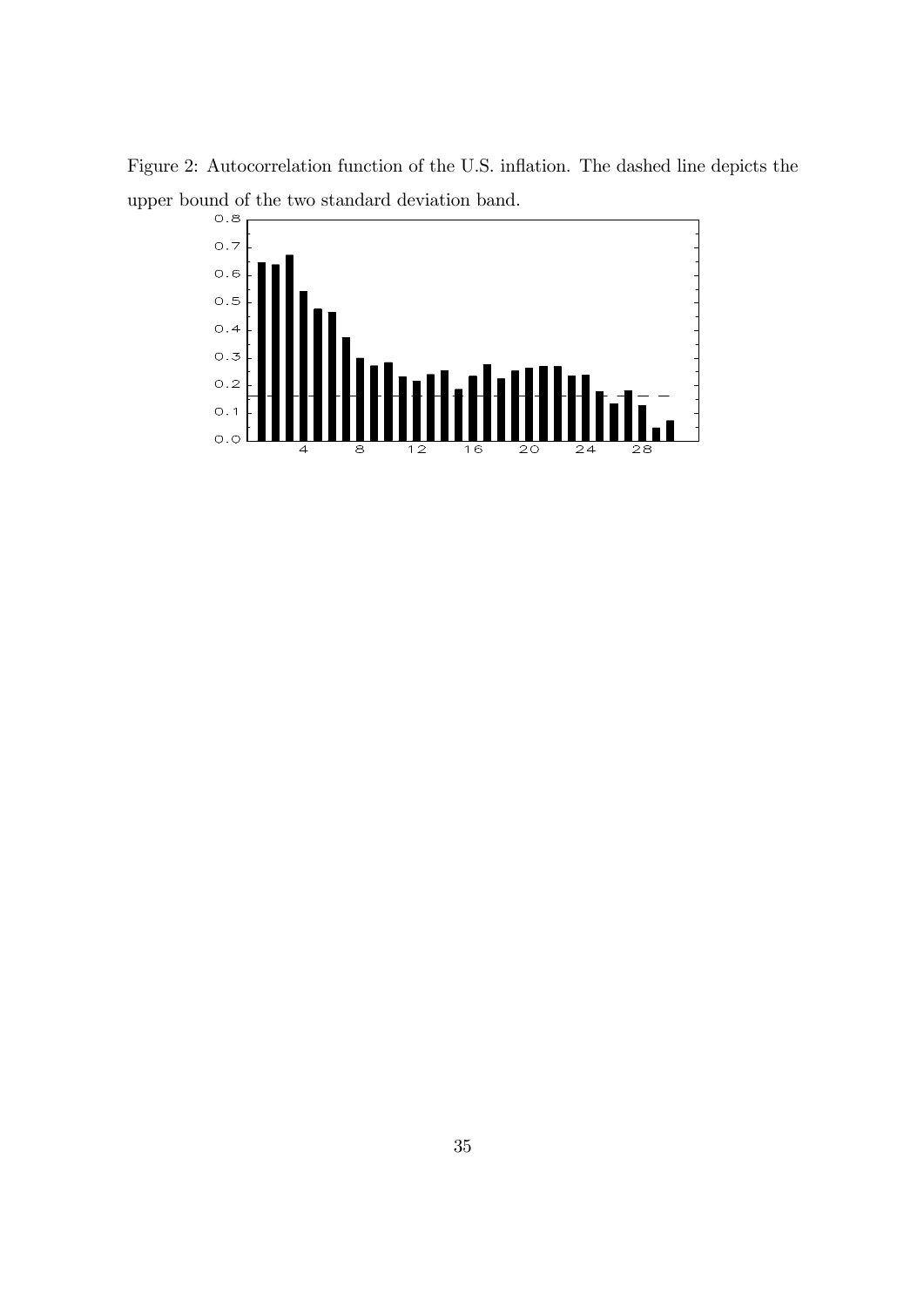Figure 2: Autocorrelation function of the U.S. inflation. The dashed line depicts the upper bound of the two standard deviation band.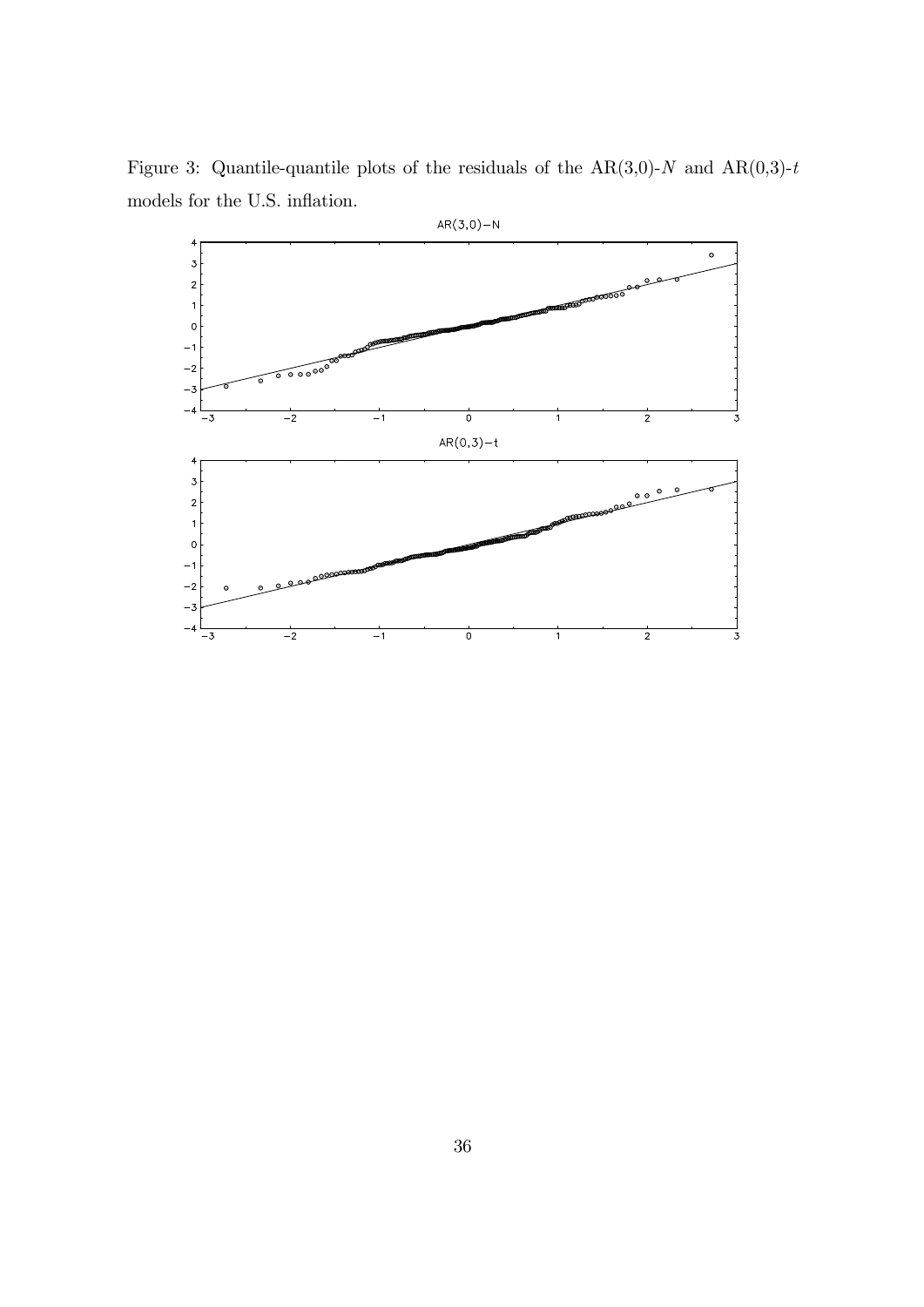Figure 3: Quantile-quantile plots of the residuals of the AR(3,0)-$N$ and AR(0,3)-$t$ models for the U.S. inflation.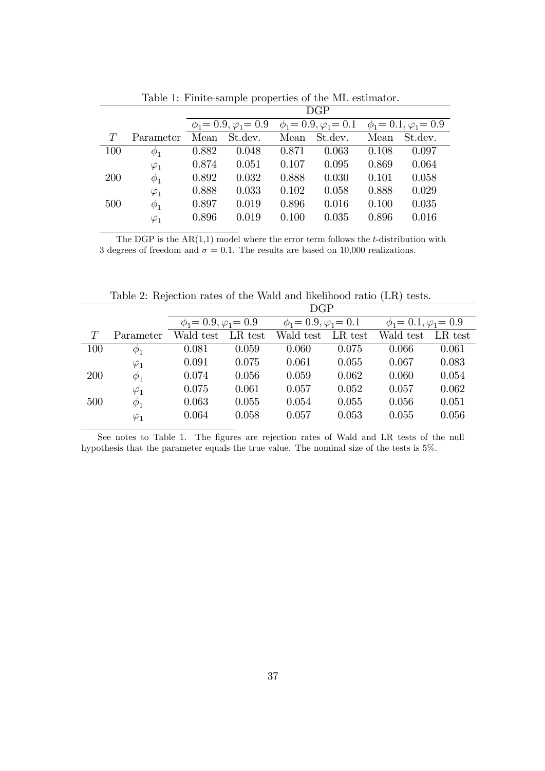Table 1: Finite-sample properties of the ML estimator.

| | | DGP | | | | | |
|---|---|---|---|---|---|---|---|
| | | $\phi_1$= 0.9, $\varphi_1$= 0.9 | | $\phi_1$= 0.9, $\varphi_1$= 0.1 | | $\phi_1$= 0.1, $\varphi_1$= 0.9 | |
| $T$ | Parameter | Mean | St.dev. | Mean | St.dev. | Mean | St.dev. |
| 100 | $\phi_1$ | 0.882 | 0.048 | 0.871 | 0.063 | 0.108 | 0.097 |
| | $\varphi_1$ | 0.874 | 0.051 | 0.107 | 0.095 | 0.869 | 0.064 |
| 200 | $\phi_1$ | 0.892 | 0.032 | 0.888 | 0.030 | 0.101 | 0.058 |
| | $\varphi_1$ | 0.888 | 0.033 | 0.102 | 0.058 | 0.888 | 0.029 |
| 500 | $\phi_1$ | 0.897 | 0.019 | 0.896 | 0.016 | 0.100 | 0.035 |
| | $\varphi_1$ | 0.896 | 0.019 | 0.100 | 0.035 | 0.896 | 0.016 |

The DGP is the AR(1,1) model where the error term follows the $t$-distribution with 3 degrees of freedom and $\sigma = 0.1$. The results are based on 10,000 realizations.

Table 2: Rejection rates of the Wald and likelihood ratio (LR) tests.

| | | DGP | | | | | |
|---|---|---|---|---|---|---|---|
| | | $\phi_1$= 0.9, $\varphi_1$= 0.9 | | $\phi_1$= 0.9, $\varphi_1$= 0.1 | | $\phi_1$= 0.1, $\varphi_1$= 0.9 | |
| $T$ | Parameter | Wald test | LR test | Wald test | LR test | Wald test | LR test |
| 100 | $\phi_1$ | 0.081 | 0.059 | 0.060 | 0.075 | 0.066 | 0.061 |
| | $\varphi_1$ | 0.091 | 0.075 | 0.061 | 0.055 | 0.067 | 0.083 |
| 200 | $\phi_1$ | 0.074 | 0.056 | 0.059 | 0.062 | 0.060 | 0.054 |
| | $\varphi_1$ | 0.075 | 0.061 | 0.057 | 0.052 | 0.057 | 0.062 |
| 500 | $\phi_1$ | 0.063 | 0.055 | 0.054 | 0.055 | 0.056 | 0.051 |
| | $\varphi_1$ | 0.064 | 0.058 | 0.057 | 0.053 | 0.055 | 0.056 |

See notes to Table 1. The figures are rejection rates of Wald and LR tests of the null hypothesis that the parameter equals the true value. The nominal size of the tests is 5%.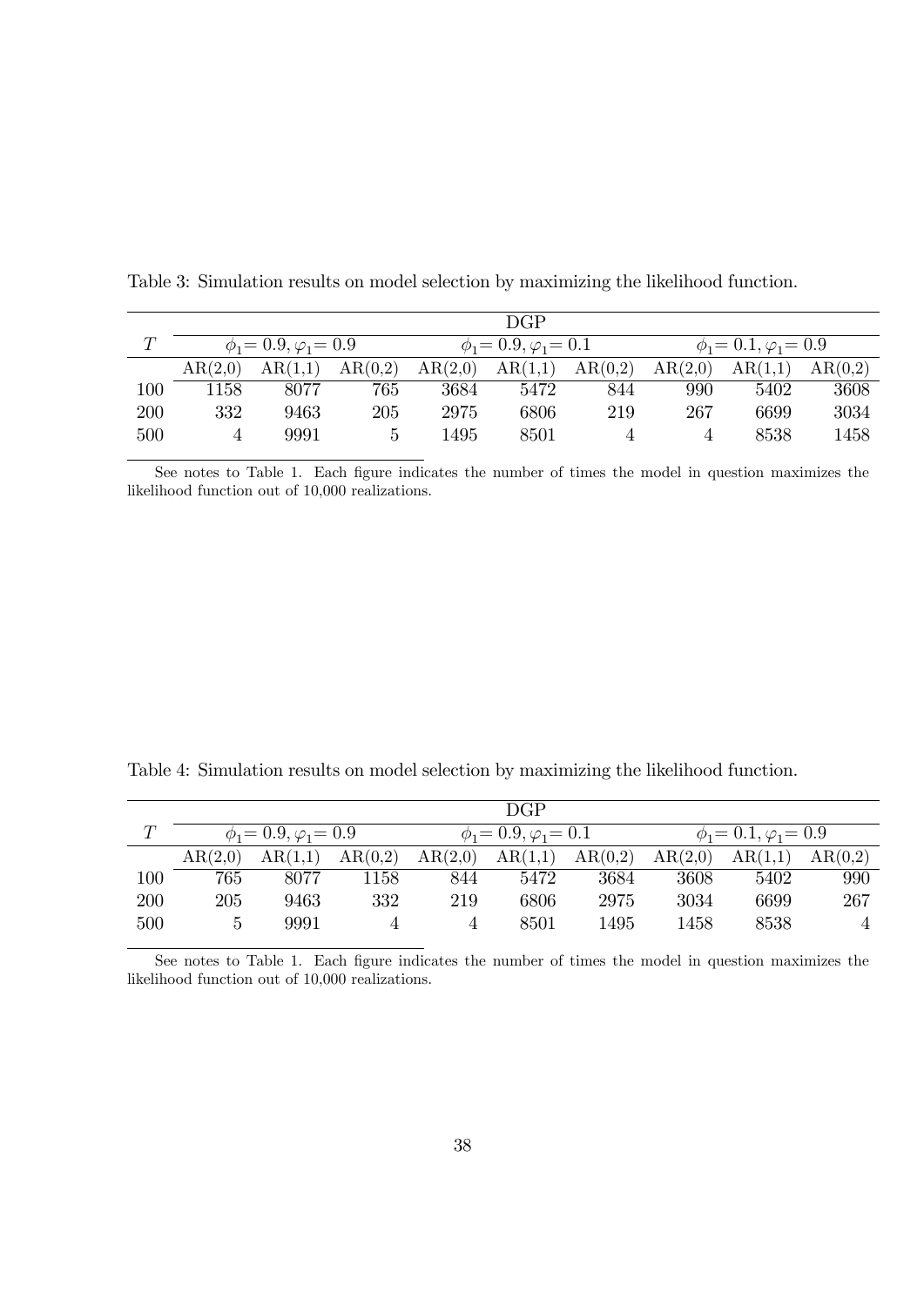Table 3: Simulation results on model selection by maximizing the likelihood function.

| | DGP | | | | | | | | |
|---|---|---|---|---|---|---|---|---|---|
| $T$ | $\phi_1 = 0.9, \varphi_1 = 0.9$ | | | $\phi_1 = 0.9, \varphi_1 = 0.1$ | | | $\phi_1 = 0.1, \varphi_1 = 0.9$ | | |
| | AR(2,0) | AR(1,1) | AR(0,2) | AR(2,0) | AR(1,1) | AR(0,2) | AR(2,0) | AR(1,1) | AR(0,2) |
| 100 | 1158 | 8077 | 765 | 3684 | 5472 | 844 | 990 | 5402 | 3608 |
| 200 | 332 | 9463 | 205 | 2975 | 6806 | 219 | 267 | 6699 | 3034 |
| 500 | 4 | 9991 | 5 | 1495 | 8501 | 4 | 4 | 8538 | 1458 |

See notes to Table 1. Each figure indicates the number of times the model in question maximizes the likelihood function out of 10,000 realizations.

Table 4: Simulation results on model selection by maximizing the likelihood function.

| | DGP | | | | | | | | |
|---|---|---|---|---|---|---|---|---|---|
| $T$ | $\phi_1 = 0.9, \varphi_1 = 0.9$ | | | $\phi_1 = 0.9, \varphi_1 = 0.1$ | | | $\phi_1 = 0.1, \varphi_1 = 0.9$ | | |
| | AR(2,0) | AR(1,1) | AR(0,2) | AR(2,0) | AR(1,1) | AR(0,2) | AR(2,0) | AR(1,1) | AR(0,2) |
| 100 | 765 | 8077 | 1158 | 844 | 5472 | 3684 | 3608 | 5402 | 990 |
| 200 | 205 | 9463 | 332 | 219 | 6806 | 2975 | 3034 | 6699 | 267 |
| 500 | 5 | 9991 | 4 | 4 | 8501 | 1495 | 1458 | 8538 | 4 |

See notes to Table 1. Each figure indicates the number of times the model in question maximizes the likelihood function out of 10,000 realizations.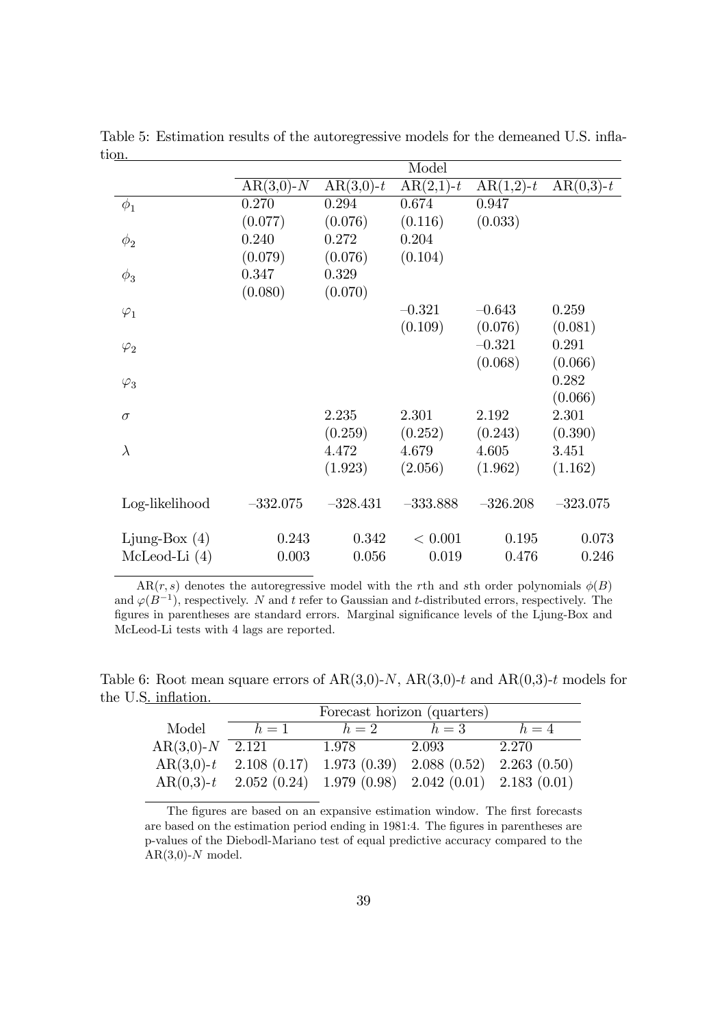Table 5: Estimation results of the autoregressive models for the demeaned U.S. inflation.

| | Model | | | | |
|---|---|---|---|---|---|
| | AR(3,0)-$N$ | AR(3,0)-$t$ | AR(2,1)-$t$ | AR(1,2)-$t$ | AR(0,3)-$t$ |
| $\phi_1$ | 0.270 | 0.294 | 0.674 | 0.947 | |
| | (0.077) | (0.076) | (0.116) | (0.033) | |
| $\phi_2$ | 0.240 | 0.272 | 0.204 | | |
| | (0.079) | (0.076) | (0.104) | | |
| $\phi_3$ | 0.347 | 0.329 | | | |
| | (0.080) | (0.070) | | | |
| $\varphi_1$ | | | −0.321 | −0.643 | 0.259 |
| | | | (0.109) | (0.076) | (0.081) |
| $\varphi_2$ | | | | −0.321 | 0.291 |
| | | | | (0.068) | (0.066) |
| $\varphi_3$ | | | | | 0.282 |
| | | | | | (0.066) |
| $\sigma$ | | 2.235 | 2.301 | 2.192 | 2.301 |
| | | (0.259) | (0.252) | (0.243) | (0.390) |
| $\lambda$ | | 4.472 | 4.679 | 4.605 | 3.451 |
| | | (1.923) | (2.056) | (1.962) | (1.162) |
| Log-likelihood | −332.075 | −328.431 | −333.888 | −326.208 | −323.075 |
| Ljung-Box (4) | 0.243 | 0.342 | < 0.001 | 0.195 | 0.073 |
| McLeod-Li (4) | 0.003 | 0.056 | 0.019 | 0.476 | 0.246 |

AR($r, s$) denotes the autoregressive model with the $r$th and $s$th order polynomials $\phi(B)$ and $\varphi(B^{-1})$, respectively. $N$ and $t$ refer to Gaussian and $t$-distributed errors, respectively. The figures in parentheses are standard errors. Marginal significance levels of the Ljung-Box and McLeod-Li tests with 4 lags are reported.

Table 6: Root mean square errors of AR(3,0)-$N$, AR(3,0)-$t$ and AR(0,3)-$t$ models for the U.S. inflation.

| | Forecast horizon (quarters) | | | |
|---|---|---|---|---|
| Model | $h = 1$ | $h = 2$ | $h = 3$ | $h = 4$ |
| AR(3,0)-$N$ | 2.121 | 1.978 | 2.093 | 2.270 |
| AR(3,0)-$t$ | 2.108 (0.17) | 1.973 (0.39) | 2.088 (0.52) | 2.263 (0.50) |
| AR(0,3)-$t$ | 2.052 (0.24) | 1.979 (0.98) | 2.042 (0.01) | 2.183 (0.01) |

The figures are based on an expansive estimation window. The first forecasts are based on the estimation period ending in 1981:4. The figures in parentheses are p-values of the Diebodl-Mariano test of equal predictive accuracy compared to the AR(3,0)-$N$ model.